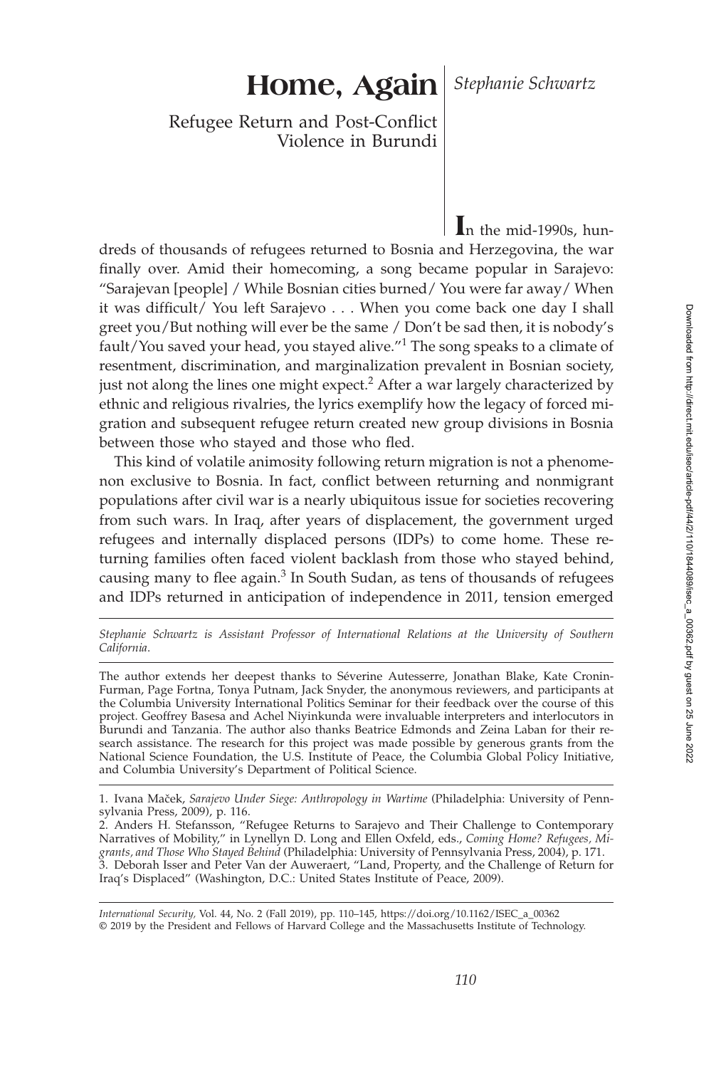# Home, Again

*Stephanie Schwartz*

## Refugee Return and Post-Conflict Violence in Burundi

In the mid-1990s, hundreds of thousands of refugees returned to Bosnia and Herzegovina, the war finally over. Amid their homecoming, a song became popular in Sarajevo: "Sarajevan [people] / While Bosnian cities burned/ You were far away/ When it was difficult/ You left Sarajevo . . . When you come back one day I shall greet you/But nothing will ever be the same / Don't be sad then, it is nobody's fault/You saved your head, you stayed alive."[1] The song speaks to a climate of resentment, discrimination, and marginalization prevalent in Bosnian society, just not along the lines one might expect.[2] After a war largely characterized by ethnic and religious rivalries, the lyrics exemplify how the legacy of forced migration and subsequent refugee return created new group divisions in Bosnia between those who stayed and those who fled.

This kind of volatile animosity following return migration is not a phenomenon exclusive to Bosnia. In fact, conflict between returning and nonmigrant populations after civil war is a nearly ubiquitous issue for societies recovering from such wars. In Iraq, after years of displacement, the government urged refugees and internally displaced persons (IDPs) to come home. These returning families often faced violent backlash from those who stayed behind, causing many to flee again.[3] In South Sudan, as tens of thousands of refugees and IDPs returned in anticipation of independence in 2011, tension emerged

---

*Stephanie Schwartz is Assistant Professor of International Relations at the University of Southern California.*

The author extends her deepest thanks to Séverine Autesserre, Jonathan Blake, Kate Cronin-Furman, Page Fortna, Tonya Putnam, Jack Snyder, the anonymous reviewers, and participants at the Columbia University International Politics Seminar for their feedback over the course of this project. Geoffrey Basesa and Achel Niyinkunda were invaluable interpreters and interlocutors in Burundi and Tanzania. The author also thanks Beatrice Edmonds and Zeina Laban for their research assistance. The research for this project was made possible by generous grants from the National Science Foundation, the U.S. Institute of Peace, the Columbia Global Policy Initiative, and Columbia University's Department of Political Science.

1. Ivana Maček, *Sarajevo Under Siege: Anthropology in Wartime* (Philadelphia: University of Pennsylvania Press, 2009), p. 116.
2. Anders H. Stefansson, "Refugee Returns to Sarajevo and Their Challenge to Contemporary Narratives of Mobility," in Lynellyn D. Long and Ellen Oxfeld, eds., *Coming Home? Refugees, Migrants, and Those Who Stayed Behind* (Philadelphia: University of Pennsylvania Press, 2004), p. 171.
3. Deborah Isser and Peter Van der Auweraert, "Land, Property, and the Challenge of Return for Iraq's Displaced" (Washington, D.C.: United States Institute of Peace, 2009).

*International Security,* Vol. 44, No. 2 (Fall 2019), pp. 110–145, https://doi.org/10.1162/ISEC_a_00362
© 2019 by the President and Fellows of Harvard College and the Massachusetts Institute of Technology.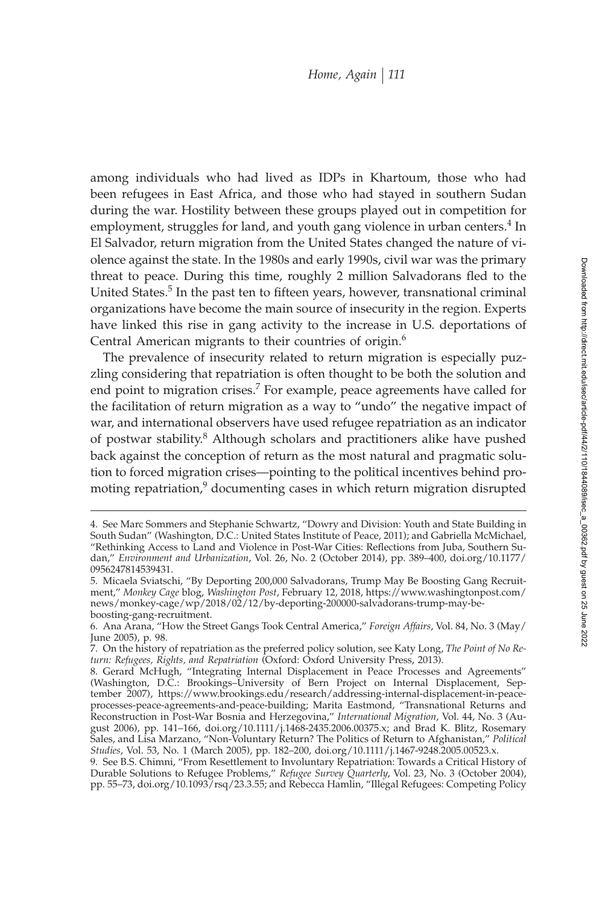among individuals who had lived as IDPs in Khartoum, those who had been refugees in East Africa, and those who had stayed in southern Sudan during the war. Hostility between these groups played out in competition for employment, struggles for land, and youth gang violence in urban centers.[4] In El Salvador, return migration from the United States changed the nature of violence against the state. In the 1980s and early 1990s, civil war was the primary threat to peace. During this time, roughly 2 million Salvadorans fled to the United States.[5] In the past ten to fifteen years, however, transnational criminal organizations have become the main source of insecurity in the region. Experts have linked this rise in gang activity to the increase in U.S. deportations of Central American migrants to their countries of origin.[6]

The prevalence of insecurity related to return migration is especially puzzling considering that repatriation is often thought to be both the solution and end point to migration crises.[7] For example, peace agreements have called for the facilitation of return migration as a way to "undo" the negative impact of war, and international observers have used refugee repatriation as an indicator of postwar stability.[8] Although scholars and practitioners alike have pushed back against the conception of return as the most natural and pragmatic solution to forced migration crises—pointing to the political incentives behind promoting repatriation,[9] documenting cases in which return migration disrupted

4. See Marc Sommers and Stephanie Schwartz, "Dowry and Division: Youth and State Building in South Sudan" (Washington, D.C.: United States Institute of Peace, 2011); and Gabriella McMichael, "Rethinking Access to Land and Violence in Post-War Cities: Reflections from Juba, Southern Sudan," *Environment and Urbanization*, Vol. 26, No. 2 (October 2014), pp. 389–400, doi.org/10.1177/0956247814539431.

5. Micaela Sviatschi, "By Deporting 200,000 Salvadorans, Trump May Be Boosting Gang Recruitment," *Monkey Cage* blog, *Washington Post*, February 12, 2018, https://www.washingtonpost.com/news/monkey-cage/wp/2018/02/12/by-deporting-200000-salvadorans-trump-may-be-boosting-gang-recruitment.

6. Ana Arana, "How the Street Gangs Took Central America," *Foreign Affairs*, Vol. 84, No. 3 (May/June 2005), p. 98.

7. On the history of repatriation as the preferred policy solution, see Katy Long, *The Point of No Return: Refugees, Rights, and Repatriation* (Oxford: Oxford University Press, 2013).

8. Gerard McHugh, "Integrating Internal Displacement in Peace Processes and Agreements" (Washington, D.C.: Brookings–University of Bern Project on Internal Displacement, September 2007), https://www.brookings.edu/research/addressing-internal-displacement-in-peace-processes-peace-agreements-and-peace-building; Marita Eastmond, "Transnational Returns and Reconstruction in Post-War Bosnia and Herzegovina," *International Migration*, Vol. 44, No. 3 (August 2006), pp. 141–166, doi.org/10.1111/j.1468-2435.2006.00375.x; and Brad K. Blitz, Rosemary Sales, and Lisa Marzano, "Non-Voluntary Return? The Politics of Return to Afghanistan," *Political Studies*, Vol. 53, No. 1 (March 2005), pp. 182–200, doi.org/10.1111/j.1467-9248.2005.00523.x.

9. See B.S. Chimni, "From Resettlement to Involuntary Repatriation: Towards a Critical History of Durable Solutions to Refugee Problems," *Refugee Survey Quarterly*, Vol. 23, No. 3 (October 2004), pp. 55–73, doi.org/10.1093/rsq/23.3.55; and Rebecca Hamlin, "Illegal Refugees: Competing Policy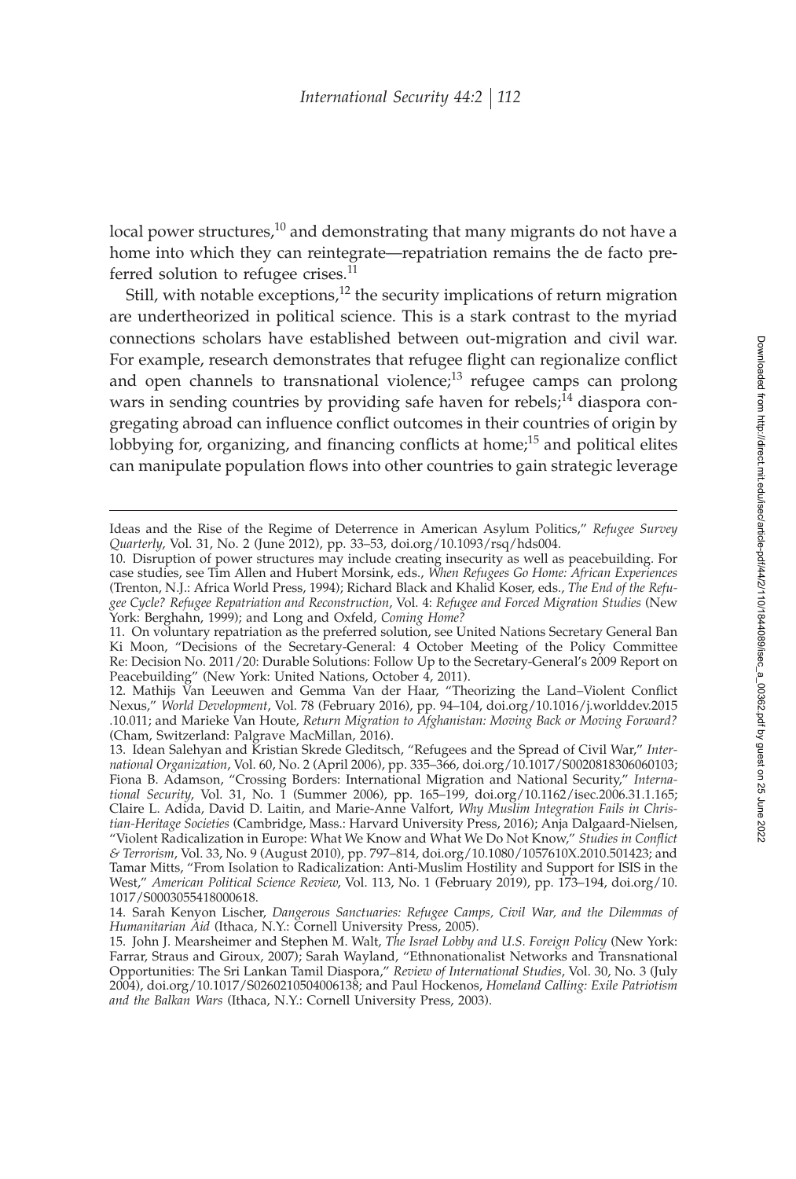local power structures,[10] and demonstrating that many migrants do not have a home into which they can reintegrate—repatriation remains the de facto preferred solution to refugee crises.[11]

Still, with notable exceptions,[12] the security implications of return migration are undertheorized in political science. This is a stark contrast to the myriad connections scholars have established between out-migration and civil war. For example, research demonstrates that refugee flight can regionalize conflict and open channels to transnational violence;[13] refugee camps can prolong wars in sending countries by providing safe haven for rebels;[14] diaspora congregating abroad can influence conflict outcomes in their countries of origin by lobbying for, organizing, and financing conflicts at home;[15] and political elites can manipulate population flows into other countries to gain strategic leverage

---

Ideas and the Rise of the Regime of Deterrence in American Asylum Politics," *Refugee Survey Quarterly*, Vol. 31, No. 2 (June 2012), pp. 33–53, doi.org/10.1093/rsq/hds004.

10. Disruption of power structures may include creating insecurity as well as peacebuilding. For case studies, see Tim Allen and Hubert Morsink, eds., *When Refugees Go Home: African Experiences* (Trenton, N.J.: Africa World Press, 1994); Richard Black and Khalid Koser, eds., *The End of the Refugee Cycle? Refugee Repatriation and Reconstruction*, Vol. 4: *Refugee and Forced Migration Studies* (New York: Berghahn, 1999); and Long and Oxfeld, *Coming Home?*

11. On voluntary repatriation as the preferred solution, see United Nations Secretary General Ban Ki Moon, "Decisions of the Secretary-General: 4 October Meeting of the Policy Committee Re: Decision No. 2011/20: Durable Solutions: Follow Up to the Secretary-General's 2009 Report on Peacebuilding" (New York: United Nations, October 4, 2011).

12. Mathijs Van Leeuwen and Gemma Van der Haar, "Theorizing the Land–Violent Conflict Nexus," *World Development*, Vol. 78 (February 2016), pp. 94–104, doi.org/10.1016/j.worlddev.2015.10.011; and Marieke Van Houte, *Return Migration to Afghanistan: Moving Back or Moving Forward?* (Cham, Switzerland: Palgrave MacMillan, 2016).

13. Idean Salehyan and Kristian Skrede Gleditsch, "Refugees and the Spread of Civil War," *International Organization*, Vol. 60, No. 2 (April 2006), pp. 335–366, doi.org/10.1017/S0020818306060103; Fiona B. Adamson, "Crossing Borders: International Migration and National Security," *International Security*, Vol. 31, No. 1 (Summer 2006), pp. 165–199, doi.org/10.1162/isec.2006.31.1.165; Claire L. Adida, David D. Laitin, and Marie-Anne Valfort, *Why Muslim Integration Fails in Christian-Heritage Societies* (Cambridge, Mass.: Harvard University Press, 2016); Anja Dalgaard-Nielsen, "Violent Radicalization in Europe: What We Know and What We Do Not Know," *Studies in Conflict & Terrorism*, Vol. 33, No. 9 (August 2010), pp. 797–814, doi.org/10.1080/1057610X.2010.501423; and Tamar Mitts, "From Isolation to Radicalization: Anti-Muslim Hostility and Support for ISIS in the West," *American Political Science Review*, Vol. 113, No. 1 (February 2019), pp. 173–194, doi.org/10.1017/S0003055418000618.

14. Sarah Kenyon Lischer, *Dangerous Sanctuaries: Refugee Camps, Civil War, and the Dilemmas of Humanitarian Aid* (Ithaca, N.Y.: Cornell University Press, 2005).

15. John J. Mearsheimer and Stephen M. Walt, *The Israel Lobby and U.S. Foreign Policy* (New York: Farrar, Straus and Giroux, 2007); Sarah Wayland, "Ethnonationalist Networks and Transnational Opportunities: The Sri Lankan Tamil Diaspora," *Review of International Studies*, Vol. 30, No. 3 (July 2004), doi.org/10.1017/S0260210504006138; and Paul Hockenos, *Homeland Calling: Exile Patriotism and the Balkan Wars* (Ithaca, N.Y.: Cornell University Press, 2003).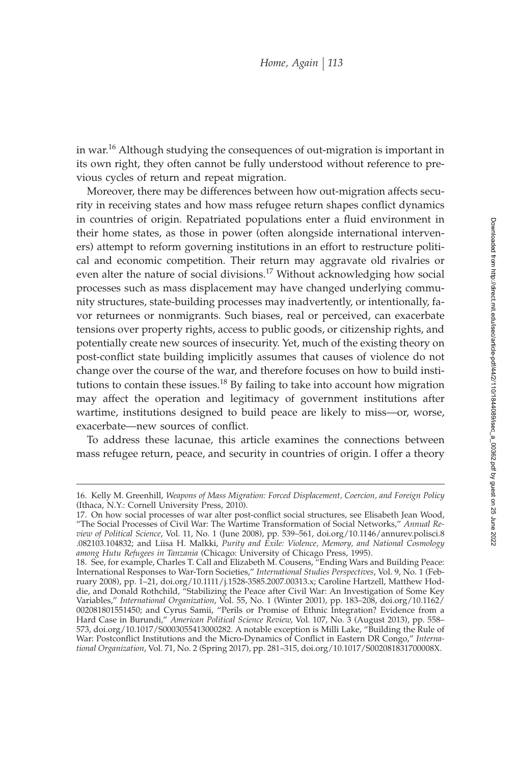in war.[16] Although studying the consequences of out-migration is important in its own right, they often cannot be fully understood without reference to previous cycles of return and repeat migration.

Moreover, there may be differences between how out-migration affects security in receiving states and how mass refugee return shapes conflict dynamics in countries of origin. Repatriated populations enter a fluid environment in their home states, as those in power (often alongside international interveners) attempt to reform governing institutions in an effort to restructure political and economic competition. Their return may aggravate old rivalries or even alter the nature of social divisions.[17] Without acknowledging how social processes such as mass displacement may have changed underlying community structures, state-building processes may inadvertently, or intentionally, favor returnees or nonmigrants. Such biases, real or perceived, can exacerbate tensions over property rights, access to public goods, or citizenship rights, and potentially create new sources of insecurity. Yet, much of the existing theory on post-conflict state building implicitly assumes that causes of violence do not change over the course of the war, and therefore focuses on how to build institutions to contain these issues.[18] By failing to take into account how migration may affect the operation and legitimacy of government institutions after wartime, institutions designed to build peace are likely to miss—or, worse, exacerbate—new sources of conflict.

To address these lacunae, this article examines the connections between mass refugee return, peace, and security in countries of origin. I offer a theory

---

16. Kelly M. Greenhill, *Weapons of Mass Migration: Forced Displacement, Coercion, and Foreign Policy* (Ithaca, N.Y.: Cornell University Press, 2010).

17. On how social processes of war alter post-conflict social structures, see Elisabeth Jean Wood, "The Social Processes of Civil War: The Wartime Transformation of Social Networks," *Annual Review of Political Science*, Vol. 11, No. 1 (June 2008), pp. 539–561, doi.org/10.1146/annurev.polisci.8.082103.104832; and Liisa H. Malkki, *Purity and Exile: Violence, Memory, and National Cosmology among Hutu Refugees in Tanzania* (Chicago: University of Chicago Press, 1995).

18. See, for example, Charles T. Call and Elizabeth M. Cousens, "Ending Wars and Building Peace: International Responses to War-Torn Societies," *International Studies Perspectives*, Vol. 9, No. 1 (February 2008), pp. 1–21, doi.org/10.1111/j.1528-3585.2007.00313.x; Caroline Hartzell, Matthew Hoddie, and Donald Rothchild, "Stabilizing the Peace after Civil War: An Investigation of Some Key Variables," *International Organization*, Vol. 55, No. 1 (Winter 2001), pp. 183–208, doi.org/10.1162/002081801551450; and Cyrus Samii, "Perils or Promise of Ethnic Integration? Evidence from a Hard Case in Burundi," *American Political Science Review*, Vol. 107, No. 3 (August 2013), pp. 558–573, doi.org/10.1017/S0003055413000282. A notable exception is Milli Lake, "Building the Rule of War: Postconflict Institutions and the Micro-Dynamics of Conflict in Eastern DR Congo," *International Organization*, Vol. 71, No. 2 (Spring 2017), pp. 281–315, doi.org/10.1017/S002081831700008X.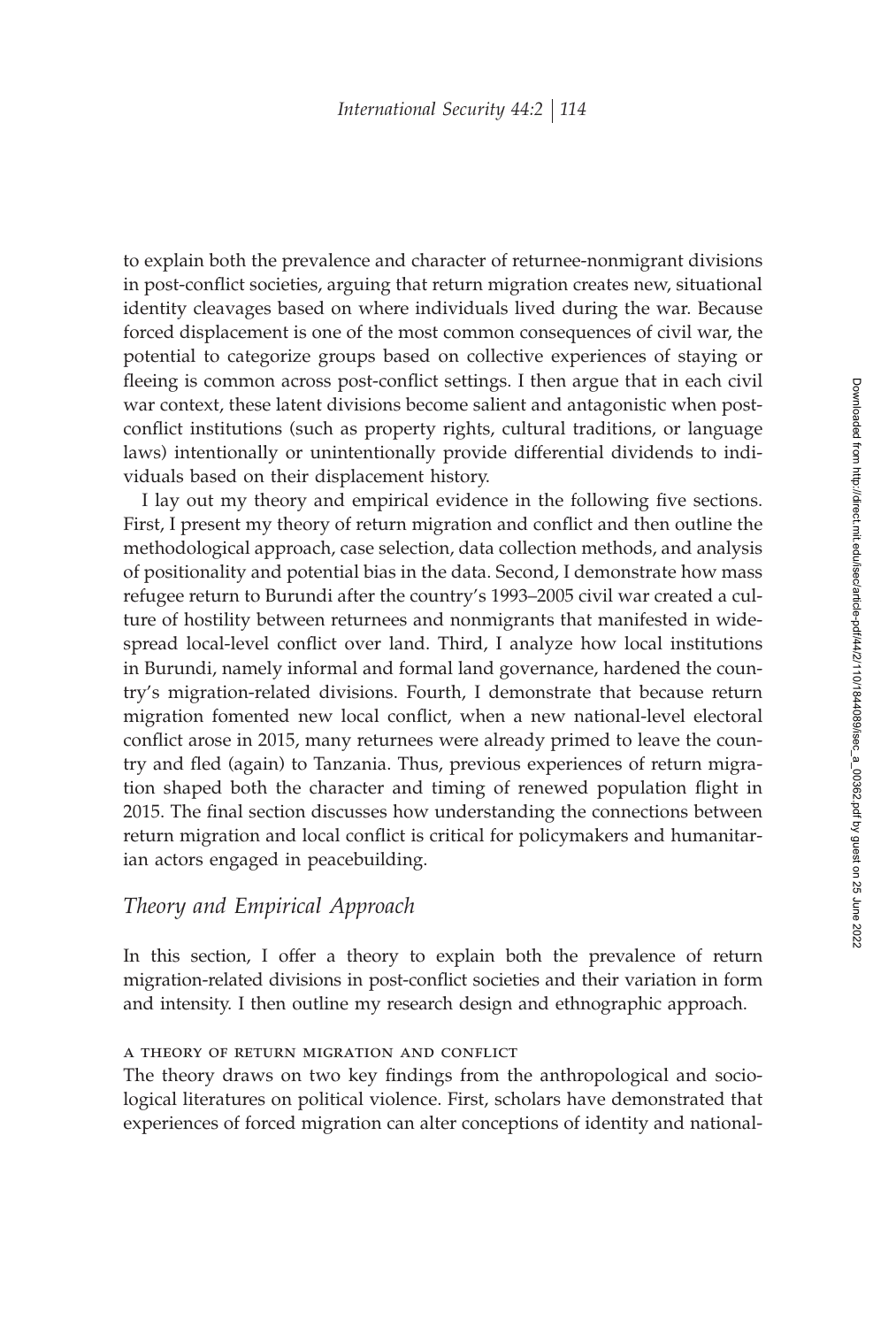to explain both the prevalence and character of returnee-nonmigrant divisions in post-conflict societies, arguing that return migration creates new, situational identity cleavages based on where individuals lived during the war. Because forced displacement is one of the most common consequences of civil war, the potential to categorize groups based on collective experiences of staying or fleeing is common across post-conflict settings. I then argue that in each civil war context, these latent divisions become salient and antagonistic when post-conflict institutions (such as property rights, cultural traditions, or language laws) intentionally or unintentionally provide differential dividends to individuals based on their displacement history.

I lay out my theory and empirical evidence in the following five sections. First, I present my theory of return migration and conflict and then outline the methodological approach, case selection, data collection methods, and analysis of positionality and potential bias in the data. Second, I demonstrate how mass refugee return to Burundi after the country's 1993–2005 civil war created a culture of hostility between returnees and nonmigrants that manifested in widespread local-level conflict over land. Third, I analyze how local institutions in Burundi, namely informal and formal land governance, hardened the country's migration-related divisions. Fourth, I demonstrate that because return migration fomented new local conflict, when a new national-level electoral conflict arose in 2015, many returnees were already primed to leave the country and fled (again) to Tanzania. Thus, previous experiences of return migration shaped both the character and timing of renewed population flight in 2015. The final section discusses how understanding the connections between return migration and local conflict is critical for policymakers and humanitarian actors engaged in peacebuilding.

## *Theory and Empirical Approach*

In this section, I offer a theory to explain both the prevalence of return migration-related divisions in post-conflict societies and their variation in form and intensity. I then outline my research design and ethnographic approach.

### A THEORY OF RETURN MIGRATION AND CONFLICT

The theory draws on two key findings from the anthropological and sociological literatures on political violence. First, scholars have demonstrated that experiences of forced migration can alter conceptions of identity and national-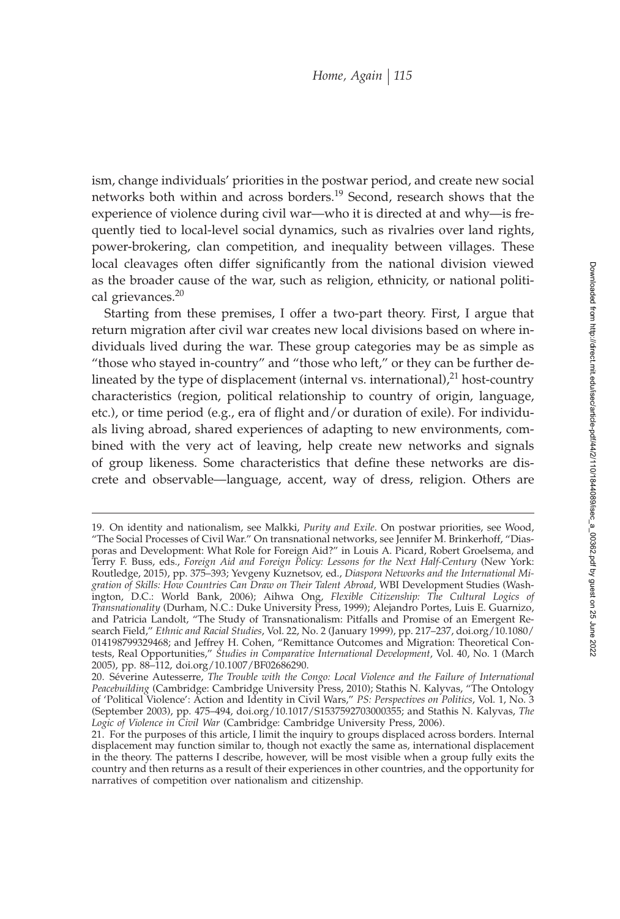ism, change individuals' priorities in the postwar period, and create new social networks both within and across borders.[19] Second, research shows that the experience of violence during civil war—who it is directed at and why—is frequently tied to local-level social dynamics, such as rivalries over land rights, power-brokering, clan competition, and inequality between villages. These local cleavages often differ significantly from the national division viewed as the broader cause of the war, such as religion, ethnicity, or national political grievances.[20]

Starting from these premises, I offer a two-part theory. First, I argue that return migration after civil war creates new local divisions based on where individuals lived during the war. These group categories may be as simple as "those who stayed in-country" and "those who left," or they can be further delineated by the type of displacement (internal vs. international),[21] host-country characteristics (region, political relationship to country of origin, language, etc.), or time period (e.g., era of flight and/or duration of exile). For individuals living abroad, shared experiences of adapting to new environments, combined with the very act of leaving, help create new networks and signals of group likeness. Some characteristics that define these networks are discrete and observable—language, accent, way of dress, religion. Others are

---

19. On identity and nationalism, see Malkki, *Purity and Exile*. On postwar priorities, see Wood, "The Social Processes of Civil War." On transnational networks, see Jennifer M. Brinkerhoff, "Diasporas and Development: What Role for Foreign Aid?" in Louis A. Picard, Robert Groelsema, and Terry F. Buss, eds., *Foreign Aid and Foreign Policy: Lessons for the Next Half-Century* (New York: Routledge, 2015), pp. 375–393; Yevgeny Kuznetsov, ed., *Diaspora Networks and the International Migration of Skills: How Countries Can Draw on Their Talent Abroad*, WBI Development Studies (Washington, D.C.: World Bank, 2006); Aihwa Ong, *Flexible Citizenship: The Cultural Logics of Transnationality* (Durham, N.C.: Duke University Press, 1999); Alejandro Portes, Luis E. Guarnizo, and Patricia Landolt, "The Study of Transnationalism: Pitfalls and Promise of an Emergent Research Field," *Ethnic and Racial Studies*, Vol. 22, No. 2 (January 1999), pp. 217–237, doi.org/10.1080/014198799329468; and Jeffrey H. Cohen, "Remittance Outcomes and Migration: Theoretical Contests, Real Opportunities," *Studies in Comparative International Development*, Vol. 40, No. 1 (March 2005), pp. 88–112, doi.org/10.1007/BF02686290.

20. Séverine Autesserre, *The Trouble with the Congo: Local Violence and the Failure of International Peacebuilding* (Cambridge: Cambridge University Press, 2010); Stathis N. Kalyvas, "The Ontology of 'Political Violence': Action and Identity in Civil Wars," *PS: Perspectives on Politics*, Vol. 1, No. 3 (September 2003), pp. 475–494, doi.org/10.1017/S1537592703000355; and Stathis N. Kalyvas, *The Logic of Violence in Civil War* (Cambridge: Cambridge University Press, 2006).

21. For the purposes of this article, I limit the inquiry to groups displaced across borders. Internal displacement may function similar to, though not exactly the same as, international displacement in the theory. The patterns I describe, however, will be most visible when a group fully exits the country and then returns as a result of their experiences in other countries, and the opportunity for narratives of competition over nationalism and citizenship.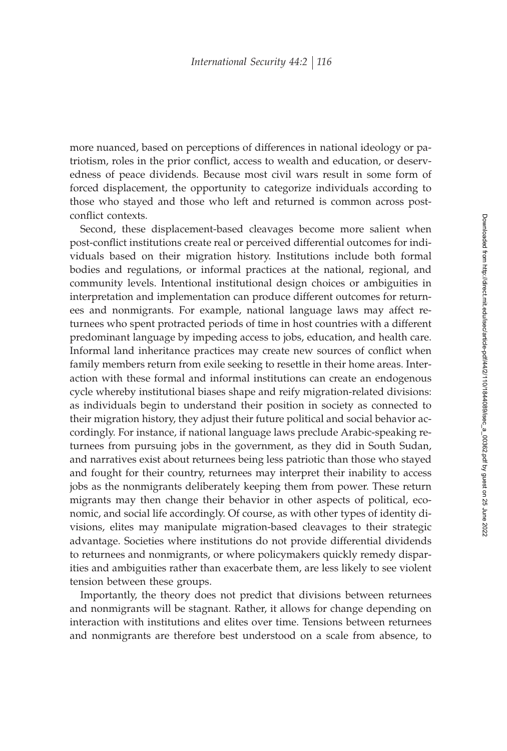more nuanced, based on perceptions of differences in national ideology or patriotism, roles in the prior conflict, access to wealth and education, or deservedness of peace dividends. Because most civil wars result in some form of forced displacement, the opportunity to categorize individuals according to those who stayed and those who left and returned is common across post-conflict contexts.

Second, these displacement-based cleavages become more salient when post-conflict institutions create real or perceived differential outcomes for individuals based on their migration history. Institutions include both formal bodies and regulations, or informal practices at the national, regional, and community levels. Intentional institutional design choices or ambiguities in interpretation and implementation can produce different outcomes for returnees and nonmigrants. For example, national language laws may affect returnees who spent protracted periods of time in host countries with a different predominant language by impeding access to jobs, education, and health care. Informal land inheritance practices may create new sources of conflict when family members return from exile seeking to resettle in their home areas. Interaction with these formal and informal institutions can create an endogenous cycle whereby institutional biases shape and reify migration-related divisions: as individuals begin to understand their position in society as connected to their migration history, they adjust their future political and social behavior accordingly. For instance, if national language laws preclude Arabic-speaking returnees from pursuing jobs in the government, as they did in South Sudan, and narratives exist about returnees being less patriotic than those who stayed and fought for their country, returnees may interpret their inability to access jobs as the nonmigrants deliberately keeping them from power. These return migrants may then change their behavior in other aspects of political, economic, and social life accordingly. Of course, as with other types of identity divisions, elites may manipulate migration-based cleavages to their strategic advantage. Societies where institutions do not provide differential dividends to returnees and nonmigrants, or where policymakers quickly remedy disparities and ambiguities rather than exacerbate them, are less likely to see violent tension between these groups.

Importantly, the theory does not predict that divisions between returnees and nonmigrants will be stagnant. Rather, it allows for change depending on interaction with institutions and elites over time. Tensions between returnees and nonmigrants are therefore best understood on a scale from absence, to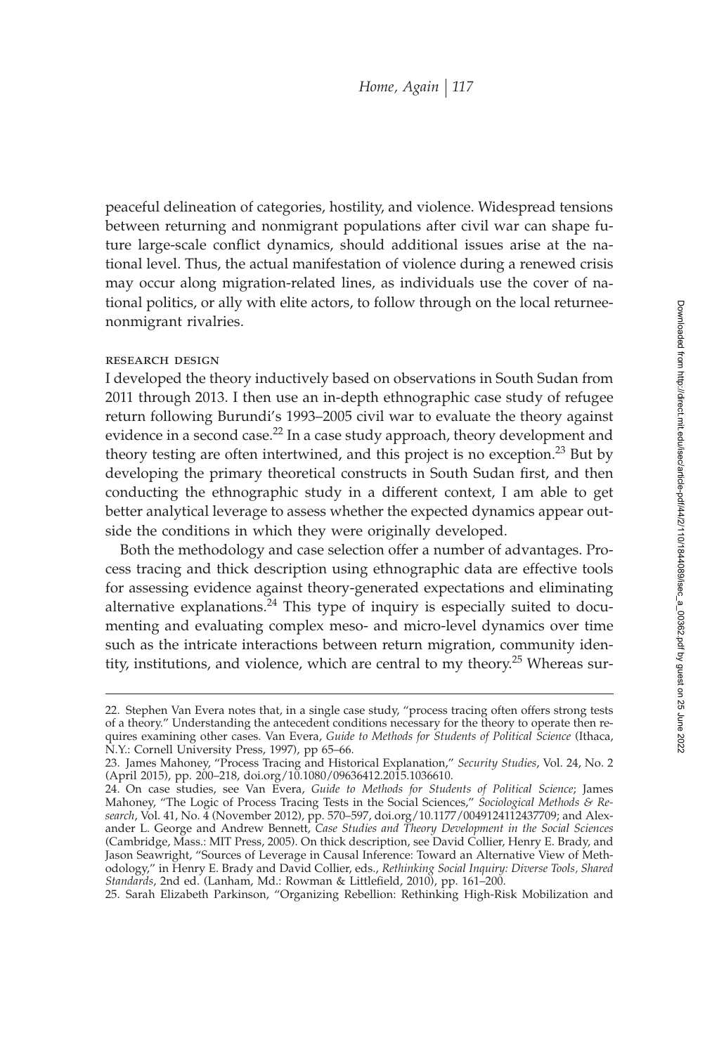peaceful delineation of categories, hostility, and violence. Widespread tensions between returning and nonmigrant populations after civil war can shape future large-scale conflict dynamics, should additional issues arise at the national level. Thus, the actual manifestation of violence during a renewed crisis may occur along migration-related lines, as individuals use the cover of national politics, or ally with elite actors, to follow through on the local returnee-nonmigrant rivalries.

### RESEARCH DESIGN

I developed the theory inductively based on observations in South Sudan from 2011 through 2013. I then use an in-depth ethnographic case study of refugee return following Burundi's 1993–2005 civil war to evaluate the theory against evidence in a second case.[22] In a case study approach, theory development and theory testing are often intertwined, and this project is no exception.[23] But by developing the primary theoretical constructs in South Sudan first, and then conducting the ethnographic study in a different context, I am able to get better analytical leverage to assess whether the expected dynamics appear outside the conditions in which they were originally developed.

Both the methodology and case selection offer a number of advantages. Process tracing and thick description using ethnographic data are effective tools for assessing evidence against theory-generated expectations and eliminating alternative explanations.[24] This type of inquiry is especially suited to documenting and evaluating complex meso- and micro-level dynamics over time such as the intricate interactions between return migration, community identity, institutions, and violence, which are central to my theory.[25] Whereas sur-

22. Stephen Van Evera notes that, in a single case study, "process tracing often offers strong tests of a theory." Understanding the antecedent conditions necessary for the theory to operate then requires examining other cases. Van Evera, *Guide to Methods for Students of Political Science* (Ithaca, N.Y.: Cornell University Press, 1997), pp 65–66.

23. James Mahoney, "Process Tracing and Historical Explanation," *Security Studies*, Vol. 24, No. 2 (April 2015), pp. 200–218, doi.org/10.1080/09636412.2015.1036610.

24. On case studies, see Van Evera, *Guide to Methods for Students of Political Science*; James Mahoney, "The Logic of Process Tracing Tests in the Social Sciences," *Sociological Methods & Research*, Vol. 41, No. 4 (November 2012), pp. 570–597, doi.org/10.1177/0049124112437709; and Alexander L. George and Andrew Bennett, *Case Studies and Theory Development in the Social Sciences* (Cambridge, Mass.: MIT Press, 2005). On thick description, see David Collier, Henry E. Brady, and Jason Seawright, "Sources of Leverage in Causal Inference: Toward an Alternative View of Methodology," in Henry E. Brady and David Collier, eds., *Rethinking Social Inquiry: Diverse Tools, Shared Standards*, 2nd ed. (Lanham, Md.: Rowman & Littlefield, 2010), pp. 161–200.

25. Sarah Elizabeth Parkinson, "Organizing Rebellion: Rethinking High-Risk Mobilization and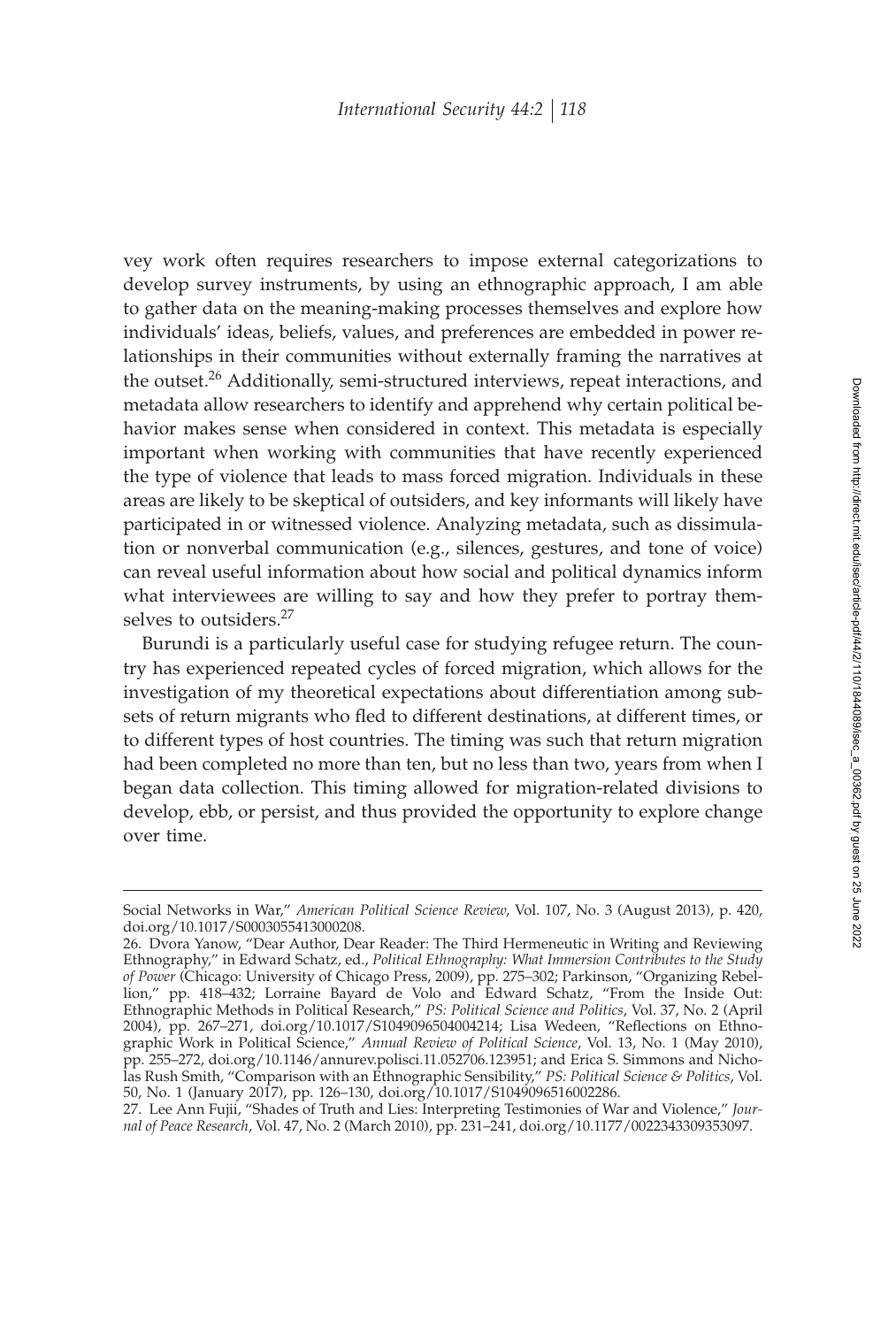vey work often requires researchers to impose external categorizations to develop survey instruments, by using an ethnographic approach, I am able to gather data on the meaning-making processes themselves and explore how individuals' ideas, beliefs, values, and preferences are embedded in power relationships in their communities without externally framing the narratives at the outset.[26] Additionally, semi-structured interviews, repeat interactions, and metadata allow researchers to identify and apprehend why certain political behavior makes sense when considered in context. This metadata is especially important when working with communities that have recently experienced the type of violence that leads to mass forced migration. Individuals in these areas are likely to be skeptical of outsiders, and key informants will likely have participated in or witnessed violence. Analyzing metadata, such as dissimulation or nonverbal communication (e.g., silences, gestures, and tone of voice) can reveal useful information about how social and political dynamics inform what interviewees are willing to say and how they prefer to portray themselves to outsiders.[27]

Burundi is a particularly useful case for studying refugee return. The country has experienced repeated cycles of forced migration, which allows for the investigation of my theoretical expectations about differentiation among subsets of return migrants who fled to different destinations, at different times, or to different types of host countries. The timing was such that return migration had been completed no more than ten, but no less than two, years from when I began data collection. This timing allowed for migration-related divisions to develop, ebb, or persist, and thus provided the opportunity to explore change over time.

---

Social Networks in War," *American Political Science Review*, Vol. 107, No. 3 (August 2013), p. 420, doi.org/10.1017/S0003055413000208.

26. Dvora Yanow, "Dear Author, Dear Reader: The Third Hermeneutic in Writing and Reviewing Ethnography," in Edward Schatz, ed., *Political Ethnography: What Immersion Contributes to the Study of Power* (Chicago: University of Chicago Press, 2009), pp. 275–302; Parkinson, "Organizing Rebellion," pp. 418–432; Lorraine Bayard de Volo and Edward Schatz, "From the Inside Out: Ethnographic Methods in Political Research," *PS: Political Science and Politics*, Vol. 37, No. 2 (April 2004), pp. 267–271, doi.org/10.1017/S1049096504004214; Lisa Wedeen, "Reflections on Ethnographic Work in Political Science," *Annual Review of Political Science*, Vol. 13, No. 1 (May 2010), pp. 255–272, doi.org/10.1146/annurev.polisci.11.052706.123951; and Erica S. Simmons and Nicholas Rush Smith, "Comparison with an Ethnographic Sensibility," *PS: Political Science & Politics*, Vol. 50, No. 1 (January 2017), pp. 126–130, doi.org/10.1017/S1049096516002286.

27. Lee Ann Fujii, "Shades of Truth and Lies: Interpreting Testimonies of War and Violence," *Journal of Peace Research*, Vol. 47, No. 2 (March 2010), pp. 231–241, doi.org/10.1177/0022343309353097.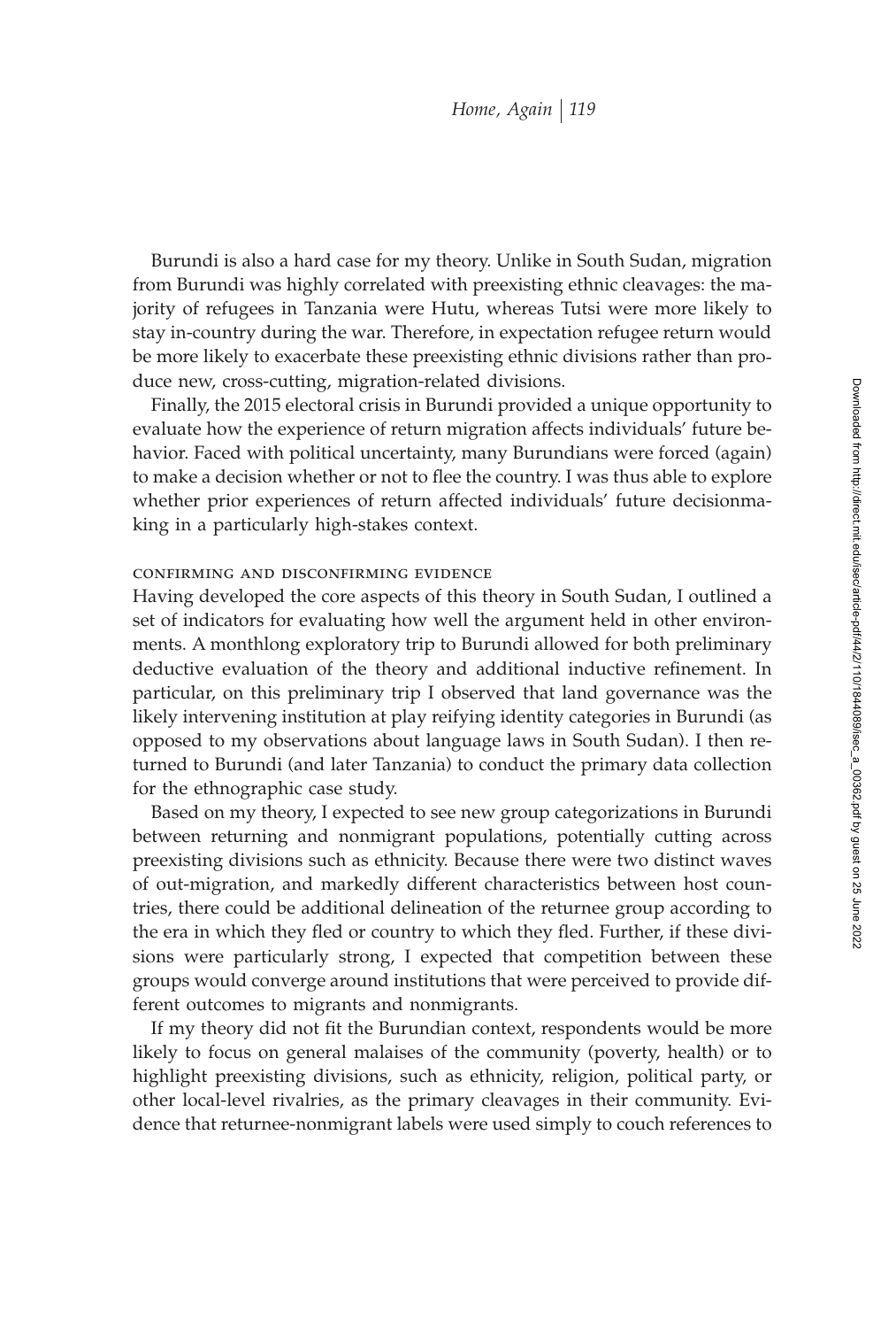Burundi is also a hard case for my theory. Unlike in South Sudan, migration from Burundi was highly correlated with preexisting ethnic cleavages: the majority of refugees in Tanzania were Hutu, whereas Tutsi were more likely to stay in-country during the war. Therefore, in expectation refugee return would be more likely to exacerbate these preexisting ethnic divisions rather than produce new, cross-cutting, migration-related divisions.

Finally, the 2015 electoral crisis in Burundi provided a unique opportunity to evaluate how the experience of return migration affects individuals' future behavior. Faced with political uncertainty, many Burundians were forced (again) to make a decision whether or not to flee the country. I was thus able to explore whether prior experiences of return affected individuals' future decisionmaking in a particularly high-stakes context.

### CONFIRMING AND DISCONFIRMING EVIDENCE

Having developed the core aspects of this theory in South Sudan, I outlined a set of indicators for evaluating how well the argument held in other environments. A monthlong exploratory trip to Burundi allowed for both preliminary deductive evaluation of the theory and additional inductive refinement. In particular, on this preliminary trip I observed that land governance was the likely intervening institution at play reifying identity categories in Burundi (as opposed to my observations about language laws in South Sudan). I then returned to Burundi (and later Tanzania) to conduct the primary data collection for the ethnographic case study.

Based on my theory, I expected to see new group categorizations in Burundi between returning and nonmigrant populations, potentially cutting across preexisting divisions such as ethnicity. Because there were two distinct waves of out-migration, and markedly different characteristics between host countries, there could be additional delineation of the returnee group according to the era in which they fled or country to which they fled. Further, if these divisions were particularly strong, I expected that competition between these groups would converge around institutions that were perceived to provide different outcomes to migrants and nonmigrants.

If my theory did not fit the Burundian context, respondents would be more likely to focus on general malaises of the community (poverty, health) or to highlight preexisting divisions, such as ethnicity, religion, political party, or other local-level rivalries, as the primary cleavages in their community. Evidence that returnee-nonmigrant labels were used simply to couch references to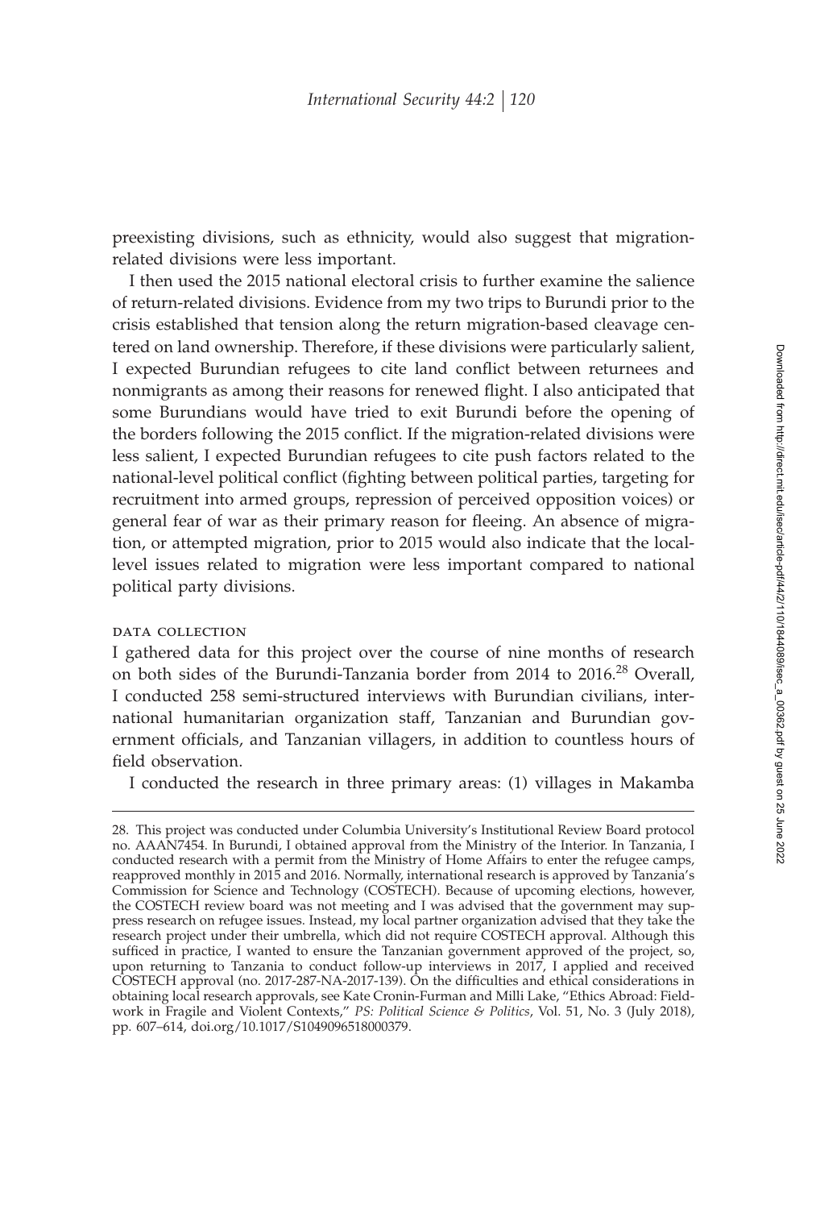preexisting divisions, such as ethnicity, would also suggest that migration-related divisions were less important.

I then used the 2015 national electoral crisis to further examine the salience of return-related divisions. Evidence from my two trips to Burundi prior to the crisis established that tension along the return migration-based cleavage centered on land ownership. Therefore, if these divisions were particularly salient, I expected Burundian refugees to cite land conflict between returnees and nonmigrants as among their reasons for renewed flight. I also anticipated that some Burundians would have tried to exit Burundi before the opening of the borders following the 2015 conflict. If the migration-related divisions were less salient, I expected Burundian refugees to cite push factors related to the national-level political conflict (fighting between political parties, targeting for recruitment into armed groups, repression of perceived opposition voices) or general fear of war as their primary reason for fleeing. An absence of migration, or attempted migration, prior to 2015 would also indicate that the local-level issues related to migration were less important compared to national political party divisions.

### DATA COLLECTION

I gathered data for this project over the course of nine months of research on both sides of the Burundi-Tanzania border from 2014 to 2016.[28] Overall, I conducted 258 semi-structured interviews with Burundian civilians, international humanitarian organization staff, Tanzanian and Burundian government officials, and Tanzanian villagers, in addition to countless hours of field observation.

I conducted the research in three primary areas: (1) villages in Makamba

---

28. This project was conducted under Columbia University's Institutional Review Board protocol no. AAAN7454. In Burundi, I obtained approval from the Ministry of the Interior. In Tanzania, I conducted research with a permit from the Ministry of Home Affairs to enter the refugee camps, reapproved monthly in 2015 and 2016. Normally, international research is approved by Tanzania's Commission for Science and Technology (COSTECH). Because of upcoming elections, however, the COSTECH review board was not meeting and I was advised that the government may suppress research on refugee issues. Instead, my local partner organization advised that they take the research project under their umbrella, which did not require COSTECH approval. Although this sufficed in practice, I wanted to ensure the Tanzanian government approved of the project, so, upon returning to Tanzania to conduct follow-up interviews in 2017, I applied and received COSTECH approval (no. 2017-287-NA-2017-139). On the difficulties and ethical considerations in obtaining local research approvals, see Kate Cronin-Furman and Milli Lake, "Ethics Abroad: Fieldwork in Fragile and Violent Contexts," *PS: Political Science & Politics*, Vol. 51, No. 3 (July 2018), pp. 607–614, doi.org/10.1017/S1049096518000379.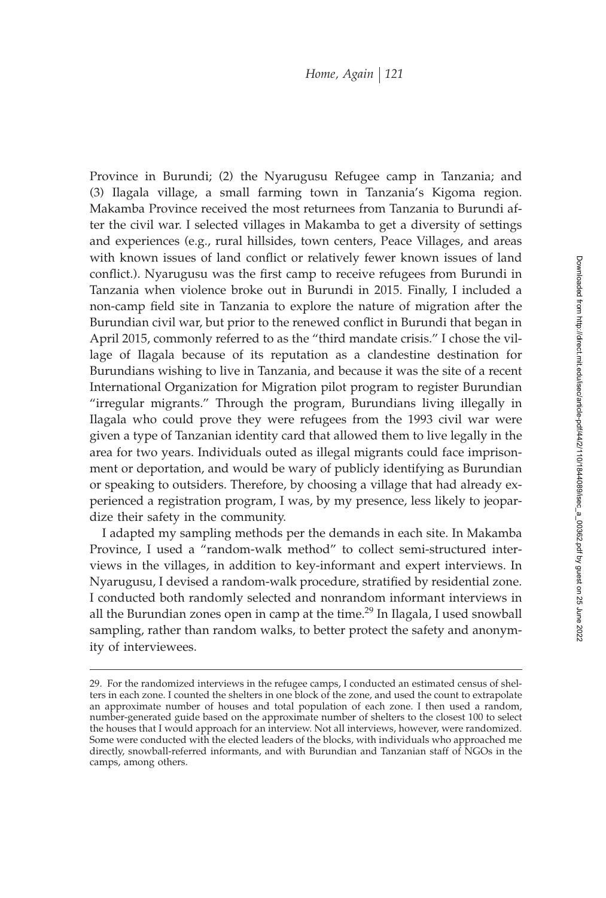Province in Burundi; (2) the Nyarugusu Refugee camp in Tanzania; and (3) Ilagala village, a small farming town in Tanzania's Kigoma region. Makamba Province received the most returnees from Tanzania to Burundi after the civil war. I selected villages in Makamba to get a diversity of settings and experiences (e.g., rural hillsides, town centers, Peace Villages, and areas with known issues of land conflict or relatively fewer known issues of land conflict.). Nyarugusu was the first camp to receive refugees from Burundi in Tanzania when violence broke out in Burundi in 2015. Finally, I included a non-camp field site in Tanzania to explore the nature of migration after the Burundian civil war, but prior to the renewed conflict in Burundi that began in April 2015, commonly referred to as the "third mandate crisis." I chose the village of Ilagala because of its reputation as a clandestine destination for Burundians wishing to live in Tanzania, and because it was the site of a recent International Organization for Migration pilot program to register Burundian "irregular migrants." Through the program, Burundians living illegally in Ilagala who could prove they were refugees from the 1993 civil war were given a type of Tanzanian identity card that allowed them to live legally in the area for two years. Individuals outed as illegal migrants could face imprisonment or deportation, and would be wary of publicly identifying as Burundian or speaking to outsiders. Therefore, by choosing a village that had already experienced a registration program, I was, by my presence, less likely to jeopardize their safety in the community.

I adapted my sampling methods per the demands in each site. In Makamba Province, I used a "random-walk method" to collect semi-structured interviews in the villages, in addition to key-informant and expert interviews. In Nyarugusu, I devised a random-walk procedure, stratified by residential zone. I conducted both randomly selected and nonrandom informant interviews in all the Burundian zones open in camp at the time.[29] In Ilagala, I used snowball sampling, rather than random walks, to better protect the safety and anonymity of interviewees.

29. For the randomized interviews in the refugee camps, I conducted an estimated census of shelters in each zone. I counted the shelters in one block of the zone, and used the count to extrapolate an approximate number of houses and total population of each zone. I then used a random, number-generated guide based on the approximate number of shelters to the closest 100 to select the houses that I would approach for an interview. Not all interviews, however, were randomized. Some were conducted with the elected leaders of the blocks, with individuals who approached me directly, snowball-referred informants, and with Burundian and Tanzanian staff of NGOs in the camps, among others.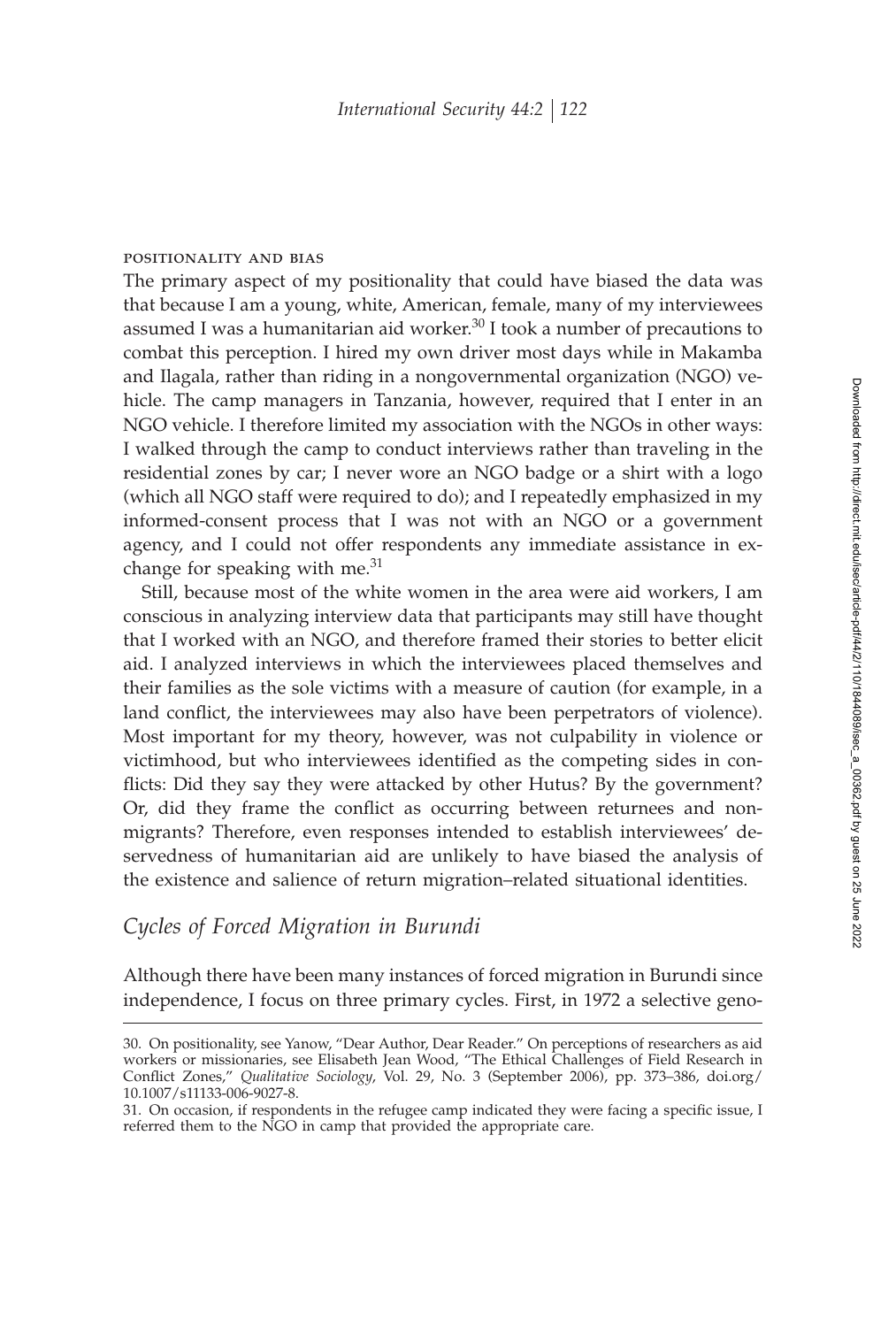#### positionality and bias

The primary aspect of my positionality that could have biased the data was that because I am a young, white, American, female, many of my interviewees assumed I was a humanitarian aid worker.[30] I took a number of precautions to combat this perception. I hired my own driver most days while in Makamba and Ilagala, rather than riding in a nongovernmental organization (NGO) vehicle. The camp managers in Tanzania, however, required that I enter in an NGO vehicle. I therefore limited my association with the NGOs in other ways: I walked through the camp to conduct interviews rather than traveling in the residential zones by car; I never wore an NGO badge or a shirt with a logo (which all NGO staff were required to do); and I repeatedly emphasized in my informed-consent process that I was not with an NGO or a government agency, and I could not offer respondents any immediate assistance in exchange for speaking with me.[31]

Still, because most of the white women in the area were aid workers, I am conscious in analyzing interview data that participants may still have thought that I worked with an NGO, and therefore framed their stories to better elicit aid. I analyzed interviews in which the interviewees placed themselves and their families as the sole victims with a measure of caution (for example, in a land conflict, the interviewees may also have been perpetrators of violence). Most important for my theory, however, was not culpability in violence or victimhood, but who interviewees identified as the competing sides in conflicts: Did they say they were attacked by other Hutus? By the government? Or, did they frame the conflict as occurring between returnees and nonmigrants? Therefore, even responses intended to establish interviewees' deservedness of humanitarian aid are unlikely to have biased the analysis of the existence and salience of return migration–related situational identities.

## *Cycles of Forced Migration in Burundi*

Although there have been many instances of forced migration in Burundi since independence, I focus on three primary cycles. First, in 1972 a selective geno-

---

30. On positionality, see Yanow, "Dear Author, Dear Reader." On perceptions of researchers as aid workers or missionaries, see Elisabeth Jean Wood, "The Ethical Challenges of Field Research in Conflict Zones," *Qualitative Sociology*, Vol. 29, No. 3 (September 2006), pp. 373–386, doi.org/10.1007/s11133-006-9027-8.

31. On occasion, if respondents in the refugee camp indicated they were facing a specific issue, I referred them to the NGO in camp that provided the appropriate care.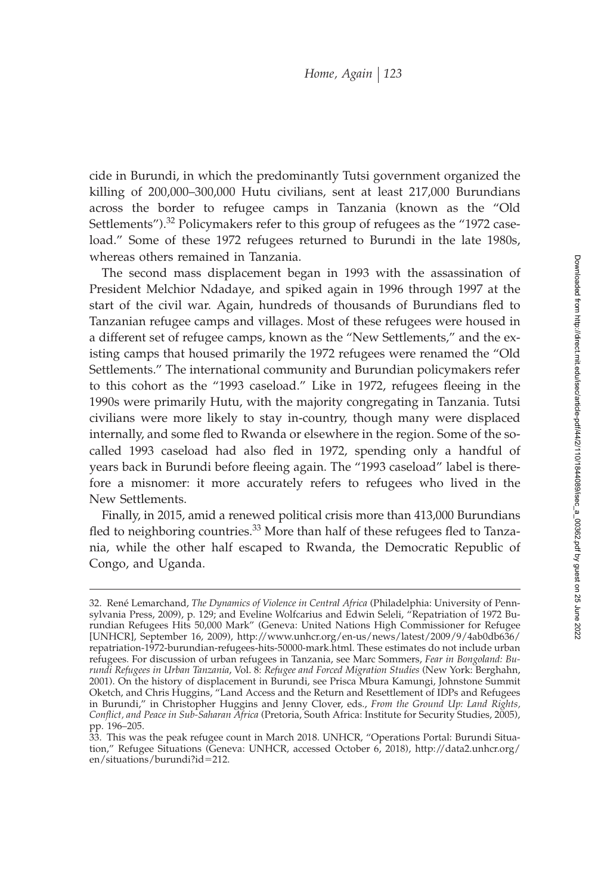cide in Burundi, in which the predominantly Tutsi government organized the killing of 200,000–300,000 Hutu civilians, sent at least 217,000 Burundians across the border to refugee camps in Tanzania (known as the "Old Settlements").[32] Policymakers refer to this group of refugees as the "1972 caseload." Some of these 1972 refugees returned to Burundi in the late 1980s, whereas others remained in Tanzania.

The second mass displacement began in 1993 with the assassination of President Melchior Ndadaye, and spiked again in 1996 through 1997 at the start of the civil war. Again, hundreds of thousands of Burundians fled to Tanzanian refugee camps and villages. Most of these refugees were housed in a different set of refugee camps, known as the "New Settlements," and the existing camps that housed primarily the 1972 refugees were renamed the "Old Settlements." The international community and Burundian policymakers refer to this cohort as the "1993 caseload." Like in 1972, refugees fleeing in the 1990s were primarily Hutu, with the majority congregating in Tanzania. Tutsi civilians were more likely to stay in-country, though many were displaced internally, and some fled to Rwanda or elsewhere in the region. Some of the so-called 1993 caseload had also fled in 1972, spending only a handful of years back in Burundi before fleeing again. The "1993 caseload" label is therefore a misnomer: it more accurately refers to refugees who lived in the New Settlements.

Finally, in 2015, amid a renewed political crisis more than 413,000 Burundians fled to neighboring countries.[33] More than half of these refugees fled to Tanzania, while the other half escaped to Rwanda, the Democratic Republic of Congo, and Uganda.

---

32. René Lemarchand, *The Dynamics of Violence in Central Africa* (Philadelphia: University of Pennsylvania Press, 2009), p. 129; and Eveline Wolfcarius and Edwin Seleli, "Repatriation of 1972 Burundian Refugees Hits 50,000 Mark" (Geneva: United Nations High Commissioner for Refugee [UNHCR], September 16, 2009), http://www.unhcr.org/en-us/news/latest/2009/9/4ab0db636/repatriation-1972-burundian-refugees-hits-50000-mark.html. These estimates do not include urban refugees. For discussion of urban refugees in Tanzania, see Marc Sommers, *Fear in Bongoland: Burundi Refugees in Urban Tanzania*, Vol. 8: *Refugee and Forced Migration Studies* (New York: Berghahn, 2001). On the history of displacement in Burundi, see Prisca Mbura Kamungi, Johnstone Summit Oketch, and Chris Huggins, "Land Access and the Return and Resettlement of IDPs and Refugees in Burundi," in Christopher Huggins and Jenny Clover, eds., *From the Ground Up: Land Rights, Conflict, and Peace in Sub-Saharan Africa* (Pretoria, South Africa: Institute for Security Studies, 2005), pp. 196–205.

33. This was the peak refugee count in March 2018. UNHCR, "Operations Portal: Burundi Situation," Refugee Situations (Geneva: UNHCR, accessed October 6, 2018), http://data2.unhcr.org/en/situations/burundi?id=212.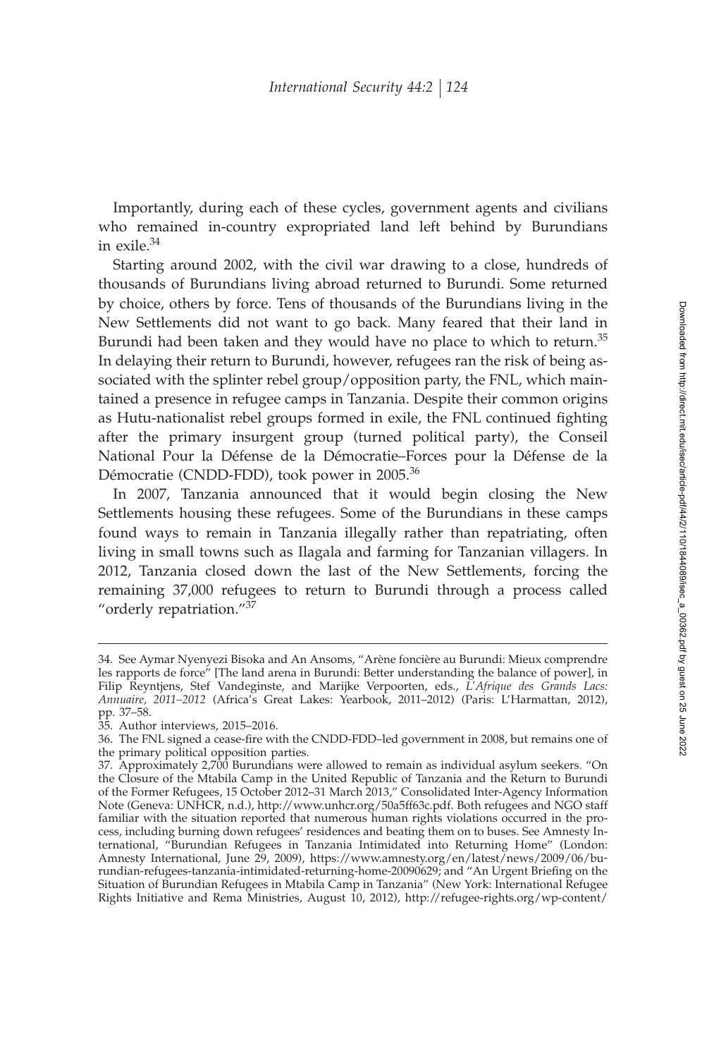Importantly, during each of these cycles, government agents and civilians who remained in-country expropriated land left behind by Burundians in exile.[34]

Starting around 2002, with the civil war drawing to a close, hundreds of thousands of Burundians living abroad returned to Burundi. Some returned by choice, others by force. Tens of thousands of the Burundians living in the New Settlements did not want to go back. Many feared that their land in Burundi had been taken and they would have no place to which to return.[35] In delaying their return to Burundi, however, refugees ran the risk of being associated with the splinter rebel group/opposition party, the FNL, which maintained a presence in refugee camps in Tanzania. Despite their common origins as Hutu-nationalist rebel groups formed in exile, the FNL continued fighting after the primary insurgent group (turned political party), the Conseil National Pour la Défense de la Démocratie–Forces pour la Défense de la Démocratie (CNDD-FDD), took power in 2005.[36]

In 2007, Tanzania announced that it would begin closing the New Settlements housing these refugees. Some of the Burundians in these camps found ways to remain in Tanzania illegally rather than repatriating, often living in small towns such as Ilagala and farming for Tanzanian villagers. In 2012, Tanzania closed down the last of the New Settlements, forcing the remaining 37,000 refugees to return to Burundi through a process called "orderly repatriation."[37]

---

34. See Aymar Nyenyezi Bisoka and An Ansoms, "Arène foncière au Burundi: Mieux comprendre les rapports de force" [The land arena in Burundi: Better understanding the balance of power], in Filip Reyntjens, Stef Vandeginste, and Marijke Verpoorten, eds., *L'Afrique des Grands Lacs: Annuaire, 2011–2012* (Africa's Great Lakes: Yearbook, 2011–2012) (Paris: L'Harmattan, 2012), pp. 37–58.

35. Author interviews, 2015–2016.

36. The FNL signed a cease-fire with the CNDD-FDD–led government in 2008, but remains one of the primary political opposition parties.

37. Approximately 2,700 Burundians were allowed to remain as individual asylum seekers. "On the Closure of the Mtabila Camp in the United Republic of Tanzania and the Return to Burundi of the Former Refugees, 15 October 2012–31 March 2013," Consolidated Inter-Agency Information Note (Geneva: UNHCR, n.d.), http://www.unhcr.org/50a5ff63c.pdf. Both refugees and NGO staff familiar with the situation reported that numerous human rights violations occurred in the process, including burning down refugees' residences and beating them on to buses. See Amnesty International, "Burundian Refugees in Tanzania Intimidated into Returning Home" (London: Amnesty International, June 29, 2009), https://www.amnesty.org/en/latest/news/2009/06/burundian-refugees-tanzania-intimidated-returning-home-20090629; and "An Urgent Briefing on the Situation of Burundian Refugees in Mtabila Camp in Tanzania" (New York: International Refugee Rights Initiative and Rema Ministries, August 10, 2012), http://refugee-rights.org/wp-content/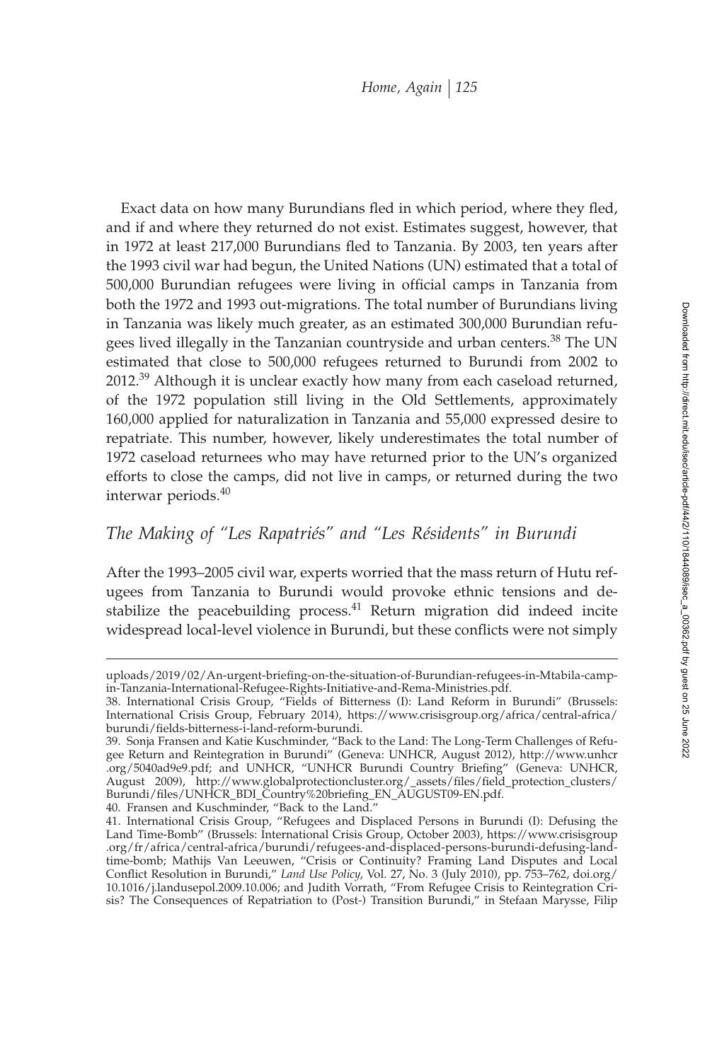Exact data on how many Burundians fled in which period, where they fled, and if and where they returned do not exist. Estimates suggest, however, that in 1972 at least 217,000 Burundians fled to Tanzania. By 2003, ten years after the 1993 civil war had begun, the United Nations (UN) estimated that a total of 500,000 Burundian refugees were living in official camps in Tanzania from both the 1972 and 1993 out-migrations. The total number of Burundians living in Tanzania was likely much greater, as an estimated 300,000 Burundian refugees lived illegally in the Tanzanian countryside and urban centers.[38] The UN estimated that close to 500,000 refugees returned to Burundi from 2002 to 2012.[39] Although it is unclear exactly how many from each caseload returned, of the 1972 population still living in the Old Settlements, approximately 160,000 applied for naturalization in Tanzania and 55,000 expressed desire to repatriate. This number, however, likely underestimates the total number of 1972 caseload returnees who may have returned prior to the UN's organized efforts to close the camps, did not live in camps, or returned during the two interwar periods.[40]

## *The Making of "Les Rapatriés" and "Les Résidents" in Burundi*

After the 1993–2005 civil war, experts worried that the mass return of Hutu refugees from Tanzania to Burundi would provoke ethnic tensions and destabilize the peacebuilding process.[41] Return migration did indeed incite widespread local-level violence in Burundi, but these conflicts were not simply

---

uploads/2019/02/An-urgent-briefing-on-the-situation-of-Burundian-refugees-in-Mtabila-camp-in-Tanzania-International-Refugee-Rights-Initiative-and-Rema-Ministries.pdf.

38. International Crisis Group, "Fields of Bitterness (I): Land Reform in Burundi" (Brussels: International Crisis Group, February 2014), https://www.crisisgroup.org/africa/central-africa/burundi/fields-bitterness-i-land-reform-burundi.

39. Sonja Fransen and Katie Kuschminder, "Back to the Land: The Long-Term Challenges of Refugee Return and Reintegration in Burundi" (Geneva: UNHCR, August 2012), http://www.unhcr.org/5040ad9e9.pdf; and UNHCR, "UNHCR Burundi Country Briefing" (Geneva: UNHCR, August 2009), http://www.globalprotectioncluster.org/_assets/files/field_protection_clusters/Burundi/files/UNHCR_BDI_Country%20briefing_EN_AUGUST09-EN.pdf.

40. Fransen and Kuschminder, "Back to the Land."

41. International Crisis Group, "Refugees and Displaced Persons in Burundi (I): Defusing the Land Time-Bomb" (Brussels: International Crisis Group, October 2003), https://www.crisisgroup.org/fr/africa/central-africa/burundi/refugees-and-displaced-persons-burundi-defusing-land-time-bomb; Mathijs Van Leeuwen, "Crisis or Continuity? Framing Land Disputes and Local Conflict Resolution in Burundi," *Land Use Policy*, Vol. 27, No. 3 (July 2010), pp. 753–762, doi.org/10.1016/j.landusepol.2009.10.006; and Judith Vorrath, "From Refugee Crisis to Reintegration Crisis? The Consequences of Repatriation to (Post-) Transition Burundi," in Stefaan Marysse, Filip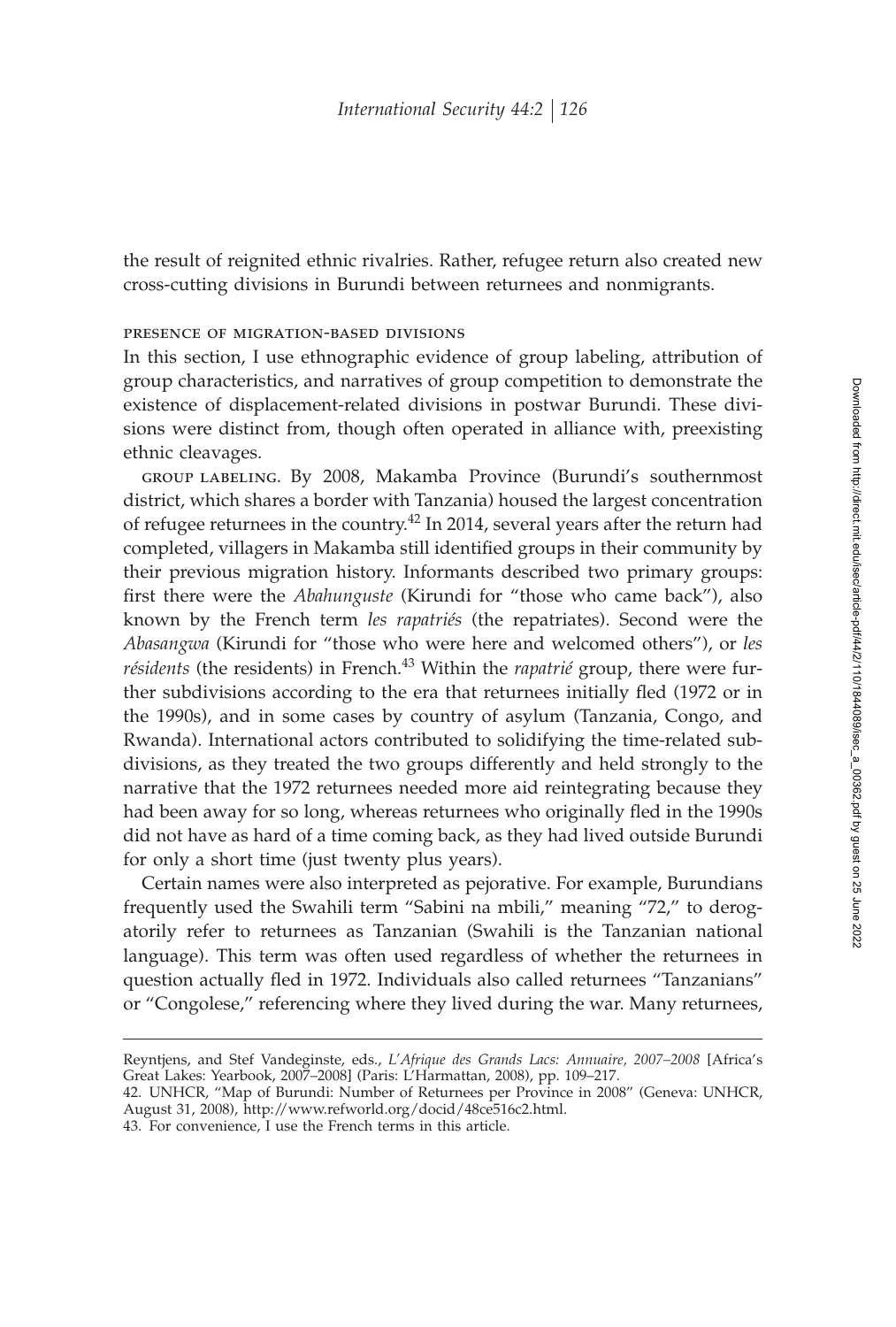the result of reignited ethnic rivalries. Rather, refugee return also created new cross-cutting divisions in Burundi between returnees and nonmigrants.

### presence of migration-based divisions

In this section, I use ethnographic evidence of group labeling, attribution of group characteristics, and narratives of group competition to demonstrate the existence of displacement-related divisions in postwar Burundi. These divisions were distinct from, though often operated in alliance with, preexisting ethnic cleavages.

group labeling. By 2008, Makamba Province (Burundi's southernmost district, which shares a border with Tanzania) housed the largest concentration of refugee returnees in the country.[42] In 2014, several years after the return had completed, villagers in Makamba still identified groups in their community by their previous migration history. Informants described two primary groups: first there were the *Abahunguste* (Kirundi for "those who came back"), also known by the French term *les rapatriés* (the repatriates). Second were the *Abasangwa* (Kirundi for "those who were here and welcomed others"), or *les résidents* (the residents) in French.[43] Within the *rapatrié* group, there were further subdivisions according to the era that returnees initially fled (1972 or in the 1990s), and in some cases by country of asylum (Tanzania, Congo, and Rwanda). International actors contributed to solidifying the time-related subdivisions, as they treated the two groups differently and held strongly to the narrative that the 1972 returnees needed more aid reintegrating because they had been away for so long, whereas returnees who originally fled in the 1990s did not have as hard of a time coming back, as they had lived outside Burundi for only a short time (just twenty plus years).

Certain names were also interpreted as pejorative. For example, Burundians frequently used the Swahili term "Sabini na mbili," meaning "72," to derogatorily refer to returnees as Tanzanian (Swahili is the Tanzanian national language). This term was often used regardless of whether the returnees in question actually fled in 1972. Individuals also called returnees "Tanzanians" or "Congolese," referencing where they lived during the war. Many returnees,

---

Reyntjens, and Stef Vandeginste, eds., *L'Afrique des Grands Lacs: Annuaire, 2007–2008* [Africa's Great Lakes: Yearbook, 2007–2008] (Paris: L'Harmattan, 2008), pp. 109–217.

42. UNHCR, "Map of Burundi: Number of Returnees per Province in 2008" (Geneva: UNHCR, August 31, 2008), http://www.refworld.org/docid/48ce516c2.html.

43. For convenience, I use the French terms in this article.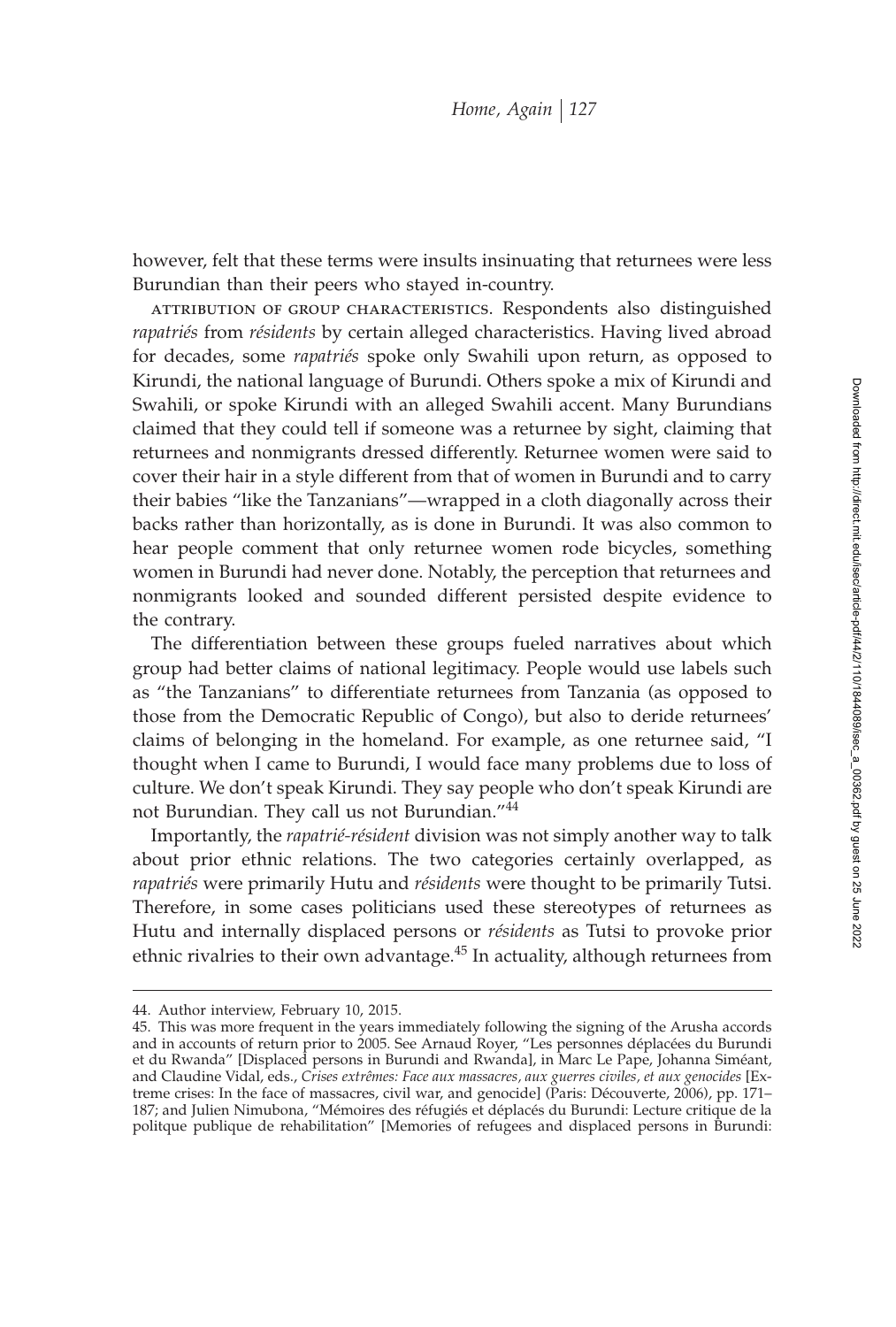however, felt that these terms were insults insinuating that returnees were less Burundian than their peers who stayed in-country.

ATTRIBUTION OF GROUP CHARACTERISTICS. Respondents also distinguished *rapatriés* from *résidents* by certain alleged characteristics. Having lived abroad for decades, some *rapatriés* spoke only Swahili upon return, as opposed to Kirundi, the national language of Burundi. Others spoke a mix of Kirundi and Swahili, or spoke Kirundi with an alleged Swahili accent. Many Burundians claimed that they could tell if someone was a returnee by sight, claiming that returnees and nonmigrants dressed differently. Returnee women were said to cover their hair in a style different from that of women in Burundi and to carry their babies "like the Tanzanians"—wrapped in a cloth diagonally across their backs rather than horizontally, as is done in Burundi. It was also common to hear people comment that only returnee women rode bicycles, something women in Burundi had never done. Notably, the perception that returnees and nonmigrants looked and sounded different persisted despite evidence to the contrary.

The differentiation between these groups fueled narratives about which group had better claims of national legitimacy. People would use labels such as "the Tanzanians" to differentiate returnees from Tanzania (as opposed to those from the Democratic Republic of Congo), but also to deride returnees' claims of belonging in the homeland. For example, as one returnee said, "I thought when I came to Burundi, I would face many problems due to loss of culture. We don't speak Kirundi. They say people who don't speak Kirundi are not Burundian. They call us not Burundian."[44]

Importantly, the *rapatrié-résident* division was not simply another way to talk about prior ethnic relations. The two categories certainly overlapped, as *rapatriés* were primarily Hutu and *résidents* were thought to be primarily Tutsi. Therefore, in some cases politicians used these stereotypes of returnees as Hutu and internally displaced persons or *résidents* as Tutsi to provoke prior ethnic rivalries to their own advantage.[45] In actuality, although returnees from

---

44. Author interview, February 10, 2015.

45. This was more frequent in the years immediately following the signing of the Arusha accords and in accounts of return prior to 2005. See Arnaud Royer, "Les personnes déplacées du Burundi et du Rwanda" [Displaced persons in Burundi and Rwanda], in Marc Le Pape, Johanna Siméant, and Claudine Vidal, eds., *Crises extrêmes: Face aux massacres, aux guerres civiles, et aux genocides* [Extreme crises: In the face of massacres, civil war, and genocide] (Paris: Découverte, 2006), pp. 171–187; and Julien Nimubona, "Mémoires des réfugiés et déplacés du Burundi: Lecture critique de la politque publique de rehabilitation" [Memories of refugees and displaced persons in Burundi: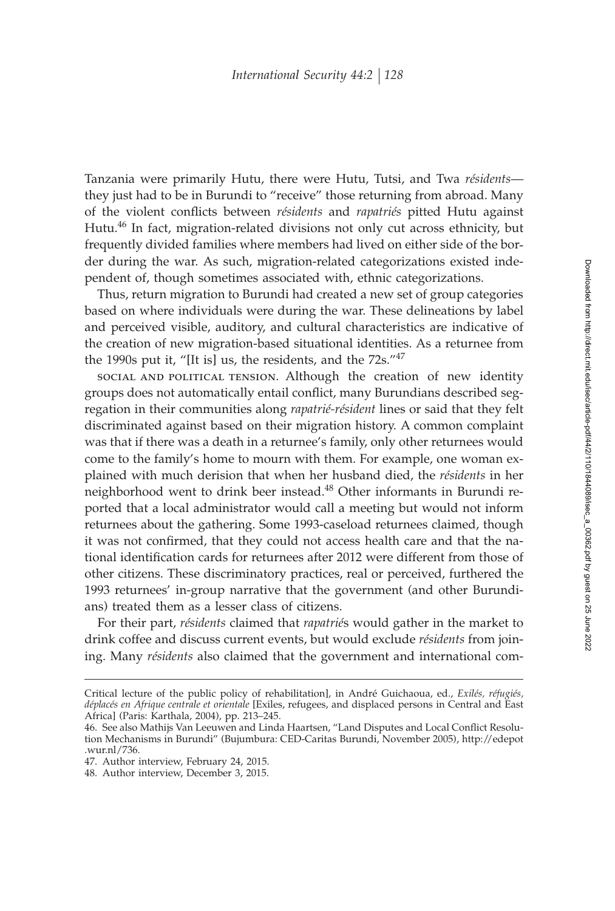Tanzania were primarily Hutu, there were Hutu, Tutsi, and Twa *résidents*—they just had to be in Burundi to "receive" those returning from abroad. Many of the violent conflicts between *résidents* and *rapatriés* pitted Hutu against Hutu.[46] In fact, migration-related divisions not only cut across ethnicity, but frequently divided families where members had lived on either side of the border during the war. As such, migration-related categorizations existed independent of, though sometimes associated with, ethnic categorizations.

Thus, return migration to Burundi had created a new set of group categories based on where individuals were during the war. These delineations by label and perceived visible, auditory, and cultural characteristics are indicative of the creation of new migration-based situational identities. As a returnee from the 1990s put it, "[It is] us, the residents, and the 72s."[47]

SOCIAL AND POLITICAL TENSION. Although the creation of new identity groups does not automatically entail conflict, many Burundians described segregation in their communities along *rapatrié-résident* lines or said that they felt discriminated against based on their migration history. A common complaint was that if there was a death in a returnee's family, only other returnees would come to the family's home to mourn with them. For example, one woman explained with much derision that when her husband died, the *résidents* in her neighborhood went to drink beer instead.[48] Other informants in Burundi reported that a local administrator would call a meeting but would not inform returnees about the gathering. Some 1993-caseload returnees claimed, though it was not confirmed, that they could not access health care and that the national identification cards for returnees after 2012 were different from those of other citizens. These discriminatory practices, real or perceived, furthered the 1993 returnees' in-group narrative that the government (and other Burundians) treated them as a lesser class of citizens.

For their part, *résidents* claimed that *rapatrié*s would gather in the market to drink coffee and discuss current events, but would exclude *résidents* from joining. Many *résidents* also claimed that the government and international com-

---

Critical lecture of the public policy of rehabilitation], in André Guichaoua, ed., *Exilés, réfugiés, déplacés en Afrique centrale et orientale* [Exiles, refugees, and displaced persons in Central and East Africa] (Paris: Karthala, 2004), pp. 213–245.

46. See also Mathijs Van Leeuwen and Linda Haartsen, "Land Disputes and Local Conflict Resolution Mechanisms in Burundi" (Bujumbura: CED-Caritas Burundi, November 2005), http://edepot.wur.nl/736.

47. Author interview, February 24, 2015.

48. Author interview, December 3, 2015.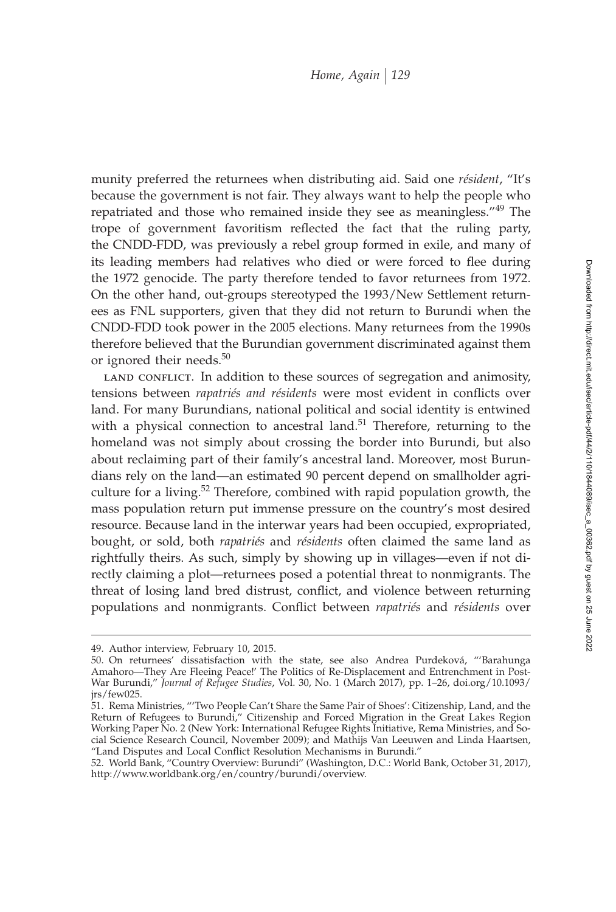munity preferred the returnees when distributing aid. Said one *résident*, "It's because the government is not fair. They always want to help the people who repatriated and those who remained inside they see as meaningless."[49] The trope of government favoritism reflected the fact that the ruling party, the CNDD-FDD, was previously a rebel group formed in exile, and many of its leading members had relatives who died or were forced to flee during the 1972 genocide. The party therefore tended to favor returnees from 1972. On the other hand, out-groups stereotyped the 1993/New Settlement returnees as FNL supporters, given that they did not return to Burundi when the CNDD-FDD took power in the 2005 elections. Many returnees from the 1990s therefore believed that the Burundian government discriminated against them or ignored their needs.[50]

LAND CONFLICT. In addition to these sources of segregation and animosity, tensions between *rapatriés and résidents* were most evident in conflicts over land. For many Burundians, national political and social identity is entwined with a physical connection to ancestral land.[51] Therefore, returning to the homeland was not simply about crossing the border into Burundi, but also about reclaiming part of their family's ancestral land. Moreover, most Burundians rely on the land—an estimated 90 percent depend on smallholder agriculture for a living.[52] Therefore, combined with rapid population growth, the mass population return put immense pressure on the country's most desired resource. Because land in the interwar years had been occupied, expropriated, bought, or sold, both *rapatriés* and *résidents* often claimed the same land as rightfully theirs. As such, simply by showing up in villages—even if not directly claiming a plot—returnees posed a potential threat to nonmigrants. The threat of losing land bred distrust, conflict, and violence between returning populations and nonmigrants. Conflict between *rapatriés* and *résidents* over

---

49. Author interview, February 10, 2015.

50. On returnees' dissatisfaction with the state, see also Andrea Purdeková, "'Barahunga Amahoro—They Are Fleeing Peace!' The Politics of Re-Displacement and Entrenchment in Post-War Burundi," *Journal of Refugee Studies*, Vol. 30, No. 1 (March 2017), pp. 1–26, doi.org/10.1093/jrs/few025.

51. Rema Ministries, "'Two People Can't Share the Same Pair of Shoes': Citizenship, Land, and the Return of Refugees to Burundi," Citizenship and Forced Migration in the Great Lakes Region Working Paper No. 2 (New York: International Refugee Rights Initiative, Rema Ministries, and Social Science Research Council, November 2009); and Mathijs Van Leeuwen and Linda Haartsen, "Land Disputes and Local Conflict Resolution Mechanisms in Burundi."

52. World Bank, "Country Overview: Burundi" (Washington, D.C.: World Bank, October 31, 2017), http://www.worldbank.org/en/country/burundi/overview.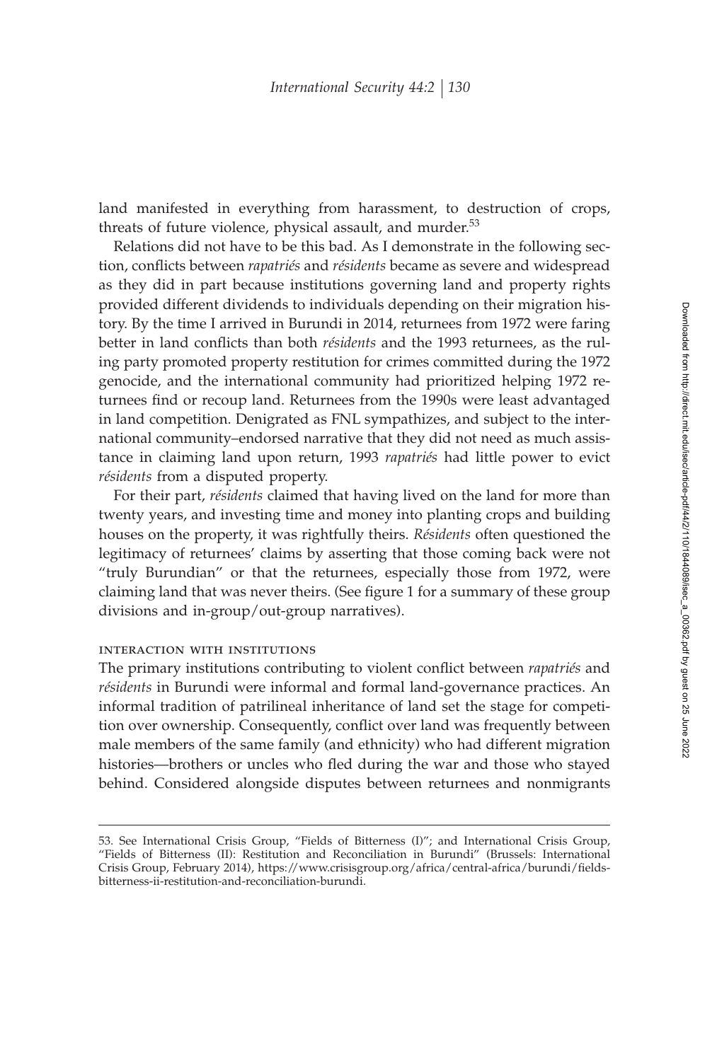land manifested in everything from harassment, to destruction of crops, threats of future violence, physical assault, and murder.[53]

Relations did not have to be this bad. As I demonstrate in the following section, conflicts between *rapatriés* and *résidents* became as severe and widespread as they did in part because institutions governing land and property rights provided different dividends to individuals depending on their migration history. By the time I arrived in Burundi in 2014, returnees from 1972 were faring better in land conflicts than both *résidents* and the 1993 returnees, as the ruling party promoted property restitution for crimes committed during the 1972 genocide, and the international community had prioritized helping 1972 returnees find or recoup land. Returnees from the 1990s were least advantaged in land competition. Denigrated as FNL sympathizes, and subject to the international community–endorsed narrative that they did not need as much assistance in claiming land upon return, 1993 *rapatriés* had little power to evict *résidents* from a disputed property.

For their part, *résidents* claimed that having lived on the land for more than twenty years, and investing time and money into planting crops and building houses on the property, it was rightfully theirs. *Résidents* often questioned the legitimacy of returnees' claims by asserting that those coming back were not "truly Burundian" or that the returnees, especially those from 1972, were claiming land that was never theirs. (See figure 1 for a summary of these group divisions and in-group/out-group narratives).

#### interaction with institutions

The primary institutions contributing to violent conflict between *rapatriés* and *résidents* in Burundi were informal and formal land-governance practices. An informal tradition of patrilineal inheritance of land set the stage for competition over ownership. Consequently, conflict over land was frequently between male members of the same family (and ethnicity) who had different migration histories—brothers or uncles who fled during the war and those who stayed behind. Considered alongside disputes between returnees and nonmigrants

---

53. See International Crisis Group, "Fields of Bitterness (I)"; and International Crisis Group, "Fields of Bitterness (II): Restitution and Reconciliation in Burundi" (Brussels: International Crisis Group, February 2014), https://www.crisisgroup.org/africa/central-africa/burundi/fields-bitterness-ii-restitution-and-reconciliation-burundi.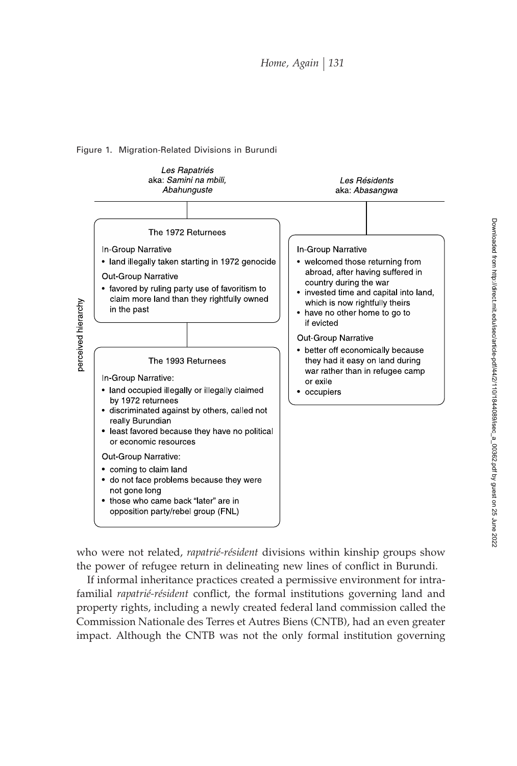Figure 1. Migration-Related Divisions in Burundi

***Les Rapatriés*** aka: *Samini na mbili, Abahunguste*

**The 1972 Returnees**

In-Group Narrative
- land illegally taken starting in 1972 genocide

Out-Group Narrative
- favored by ruling party use of favoritism to claim more land than they rightfully owned in the past

**The 1993 Returnees**

In-Group Narrative:
- land occupied illegally or illegally claimed by 1972 returnees
- discriminated against by others, called not really Burundian
- least favored because they have no political or economic resources

Out-Group Narrative:
- coming to claim land
- do not face problems because they were not gone long
- those who came back "later" are in opposition party/rebel group (FNL)

***Les Résidents*** aka: *Abasangwa*

In-Group Narrative
- welcomed those returning from abroad, after having suffered in country during the war
- invested time and capital into land, which is now rightfully theirs
- have no other home to go to if evicted

Out-Group Narrative
- better off economically because they had it easy on land during war rather than in refugee camp or exile
- occupiers

(perceived hierarchy)

who were not related, *rapatrié-résident* divisions within kinship groups show the power of refugee return in delineating new lines of conflict in Burundi.

If informal inheritance practices created a permissive environment for intrafamilial *rapatrié-résident* conflict, the formal institutions governing land and property rights, including a newly created federal land commission called the Commission Nationale des Terres et Autres Biens (CNTB), had an even greater impact. Although the CNTB was not the only formal institution governing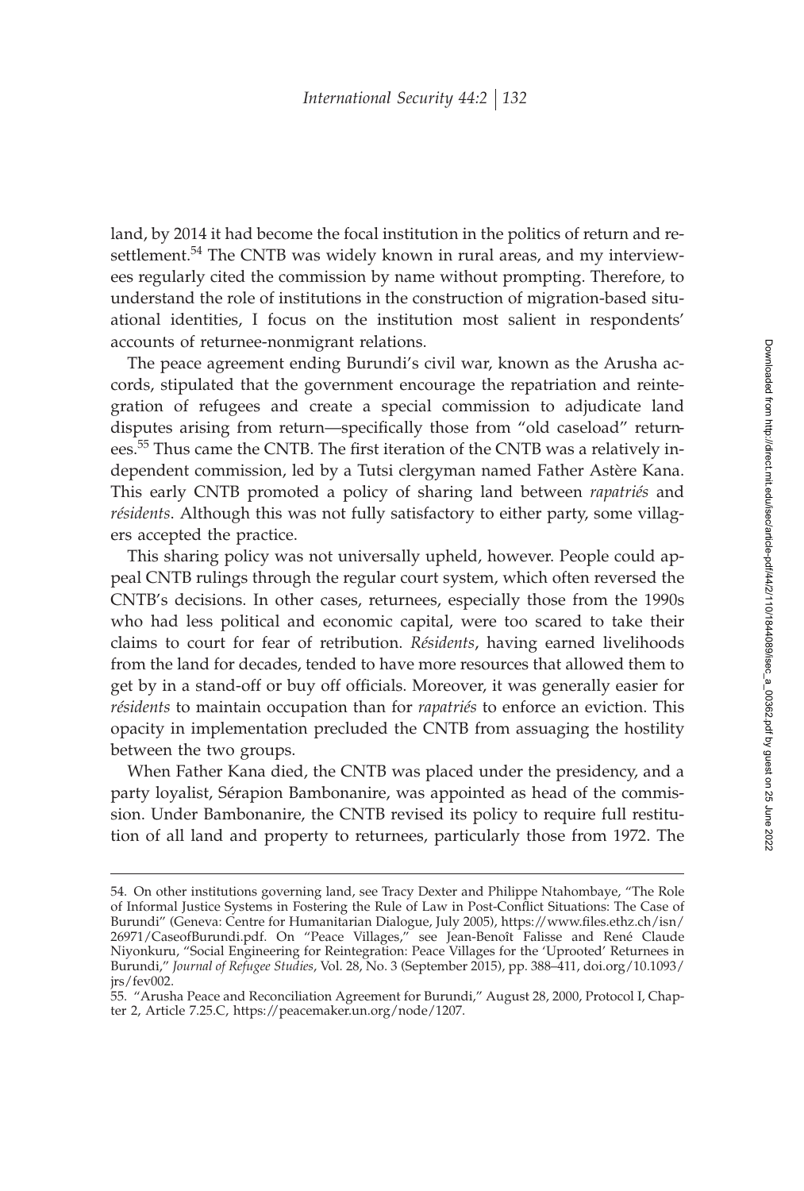land, by 2014 it had become the focal institution in the politics of return and resettlement.[54] The CNTB was widely known in rural areas, and my interviewees regularly cited the commission by name without prompting. Therefore, to understand the role of institutions in the construction of migration-based situational identities, I focus on the institution most salient in respondents' accounts of returnee-nonmigrant relations.

The peace agreement ending Burundi's civil war, known as the Arusha accords, stipulated that the government encourage the repatriation and reintegration of refugees and create a special commission to adjudicate land disputes arising from return—specifically those from "old caseload" returnees.[55] Thus came the CNTB. The first iteration of the CNTB was a relatively independent commission, led by a Tutsi clergyman named Father Astère Kana. This early CNTB promoted a policy of sharing land between *rapatriés* and *résidents*. Although this was not fully satisfactory to either party, some villagers accepted the practice.

This sharing policy was not universally upheld, however. People could appeal CNTB rulings through the regular court system, which often reversed the CNTB's decisions. In other cases, returnees, especially those from the 1990s who had less political and economic capital, were too scared to take their claims to court for fear of retribution. *Résidents*, having earned livelihoods from the land for decades, tended to have more resources that allowed them to get by in a stand-off or buy off officials. Moreover, it was generally easier for *résidents* to maintain occupation than for *rapatriés* to enforce an eviction. This opacity in implementation precluded the CNTB from assuaging the hostility between the two groups.

When Father Kana died, the CNTB was placed under the presidency, and a party loyalist, Sérapion Bambonanire, was appointed as head of the commission. Under Bambonanire, the CNTB revised its policy to require full restitution of all land and property to returnees, particularly those from 1972. The

54. On other institutions governing land, see Tracy Dexter and Philippe Ntahombaye, "The Role of Informal Justice Systems in Fostering the Rule of Law in Post-Conflict Situations: The Case of Burundi" (Geneva: Centre for Humanitarian Dialogue, July 2005), https://www.files.ethz.ch/isn/26971/CaseofBurundi.pdf. On "Peace Villages," see Jean-Benoît Falisse and René Claude Niyonkuru, "Social Engineering for Reintegration: Peace Villages for the 'Uprooted' Returnees in Burundi," *Journal of Refugee Studies*, Vol. 28, No. 3 (September 2015), pp. 388–411, doi.org/10.1093/jrs/fev002.

55. "Arusha Peace and Reconciliation Agreement for Burundi," August 28, 2000, Protocol I, Chapter 2, Article 7.25.C, https://peacemaker.un.org/node/1207.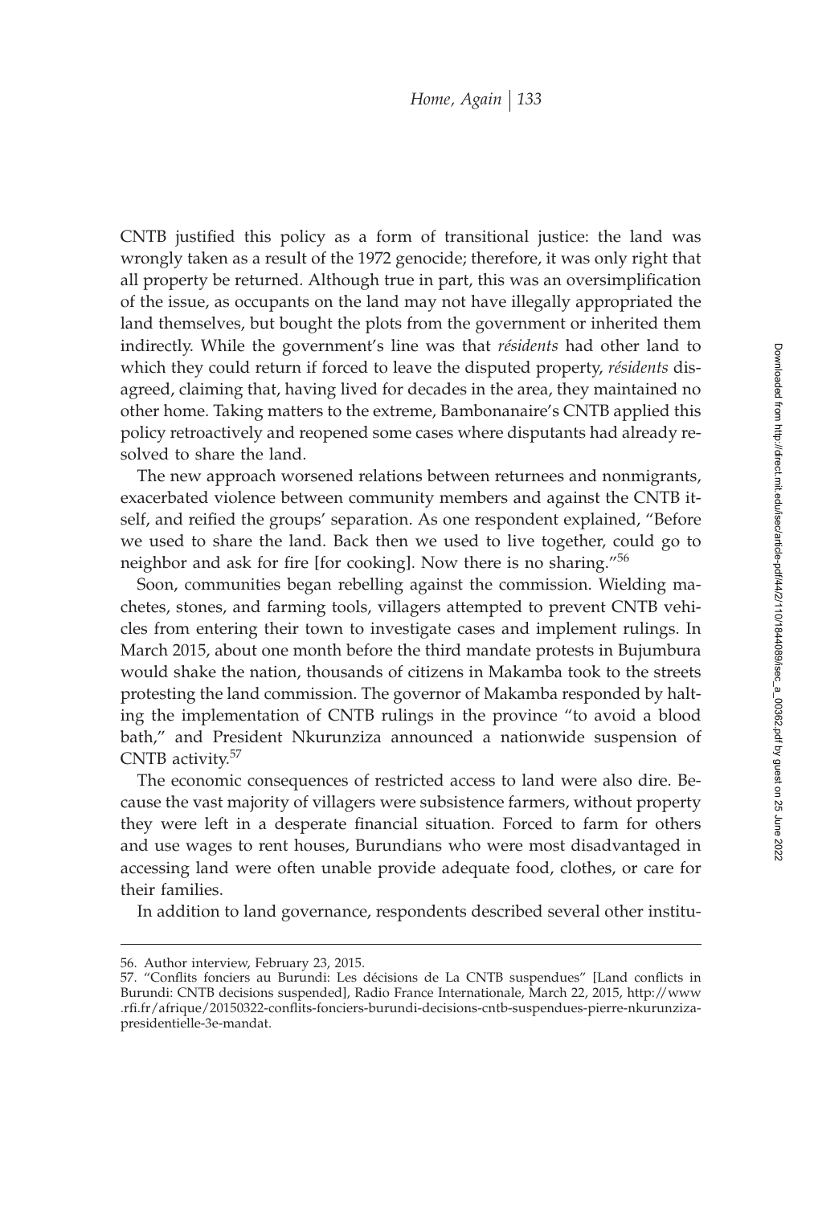CNTB justified this policy as a form of transitional justice: the land was wrongly taken as a result of the 1972 genocide; therefore, it was only right that all property be returned. Although true in part, this was an oversimplification of the issue, as occupants on the land may not have illegally appropriated the land themselves, but bought the plots from the government or inherited them indirectly. While the government's line was that *résidents* had other land to which they could return if forced to leave the disputed property, *résidents* disagreed, claiming that, having lived for decades in the area, they maintained no other home. Taking matters to the extreme, Bambonanaire's CNTB applied this policy retroactively and reopened some cases where disputants had already resolved to share the land.

The new approach worsened relations between returnees and nonmigrants, exacerbated violence between community members and against the CNTB itself, and reified the groups' separation. As one respondent explained, "Before we used to share the land. Back then we used to live together, could go to neighbor and ask for fire [for cooking]. Now there is no sharing."[56]

Soon, communities began rebelling against the commission. Wielding machetes, stones, and farming tools, villagers attempted to prevent CNTB vehicles from entering their town to investigate cases and implement rulings. In March 2015, about one month before the third mandate protests in Bujumbura would shake the nation, thousands of citizens in Makamba took to the streets protesting the land commission. The governor of Makamba responded by halting the implementation of CNTB rulings in the province "to avoid a blood bath," and President Nkurunziza announced a nationwide suspension of CNTB activity.[57]

The economic consequences of restricted access to land were also dire. Because the vast majority of villagers were subsistence farmers, without property they were left in a desperate financial situation. Forced to farm for others and use wages to rent houses, Burundians who were most disadvantaged in accessing land were often unable provide adequate food, clothes, or care for their families.

In addition to land governance, respondents described several other institu-

---

56. Author interview, February 23, 2015.

57. "Conflits fonciers au Burundi: Les décisions de La CNTB suspendues" [Land conflicts in Burundi: CNTB decisions suspended], Radio France Internationale, March 22, 2015, http://www.rfi.fr/afrique/20150322-conflits-fonciers-burundi-decisions-cntb-suspendues-pierre-nkurunziza-presidentielle-3e-mandat.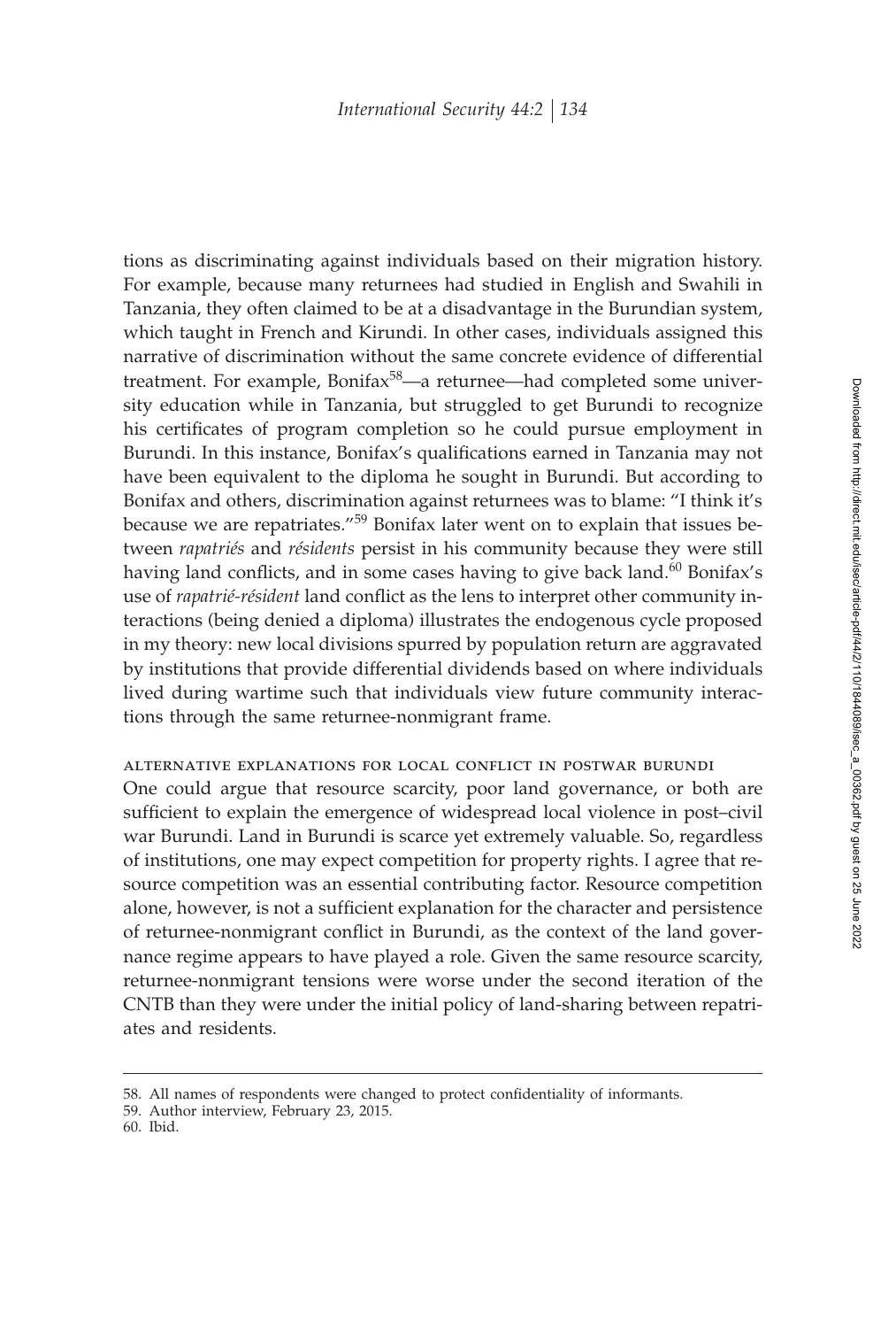tions as discriminating against individuals based on their migration history. For example, because many returnees had studied in English and Swahili in Tanzania, they often claimed to be at a disadvantage in the Burundian system, which taught in French and Kirundi. In other cases, individuals assigned this narrative of discrimination without the same concrete evidence of differential treatment. For example, Bonifax[58]—a returnee—had completed some university education while in Tanzania, but struggled to get Burundi to recognize his certificates of program completion so he could pursue employment in Burundi. In this instance, Bonifax's qualifications earned in Tanzania may not have been equivalent to the diploma he sought in Burundi. But according to Bonifax and others, discrimination against returnees was to blame: "I think it's because we are repatriates."[59] Bonifax later went on to explain that issues between *rapatriés* and *résidents* persist in his community because they were still having land conflicts, and in some cases having to give back land.[60] Bonifax's use of *rapatrié-résident* land conflict as the lens to interpret other community interactions (being denied a diploma) illustrates the endogenous cycle proposed in my theory: new local divisions spurred by population return are aggravated by institutions that provide differential dividends based on where individuals lived during wartime such that individuals view future community interactions through the same returnee-nonmigrant frame.

### ALTERNATIVE EXPLANATIONS FOR LOCAL CONFLICT IN POSTWAR BURUNDI

One could argue that resource scarcity, poor land governance, or both are sufficient to explain the emergence of widespread local violence in post–civil war Burundi. Land in Burundi is scarce yet extremely valuable. So, regardless of institutions, one may expect competition for property rights. I agree that resource competition was an essential contributing factor. Resource competition alone, however, is not a sufficient explanation for the character and persistence of returnee-nonmigrant conflict in Burundi, as the context of the land governance regime appears to have played a role. Given the same resource scarcity, returnee-nonmigrant tensions were worse under the second iteration of the CNTB than they were under the initial policy of land-sharing between repatriates and residents.

---

58. All names of respondents were changed to protect confidentiality of informants.

59. Author interview, February 23, 2015.

60. Ibid.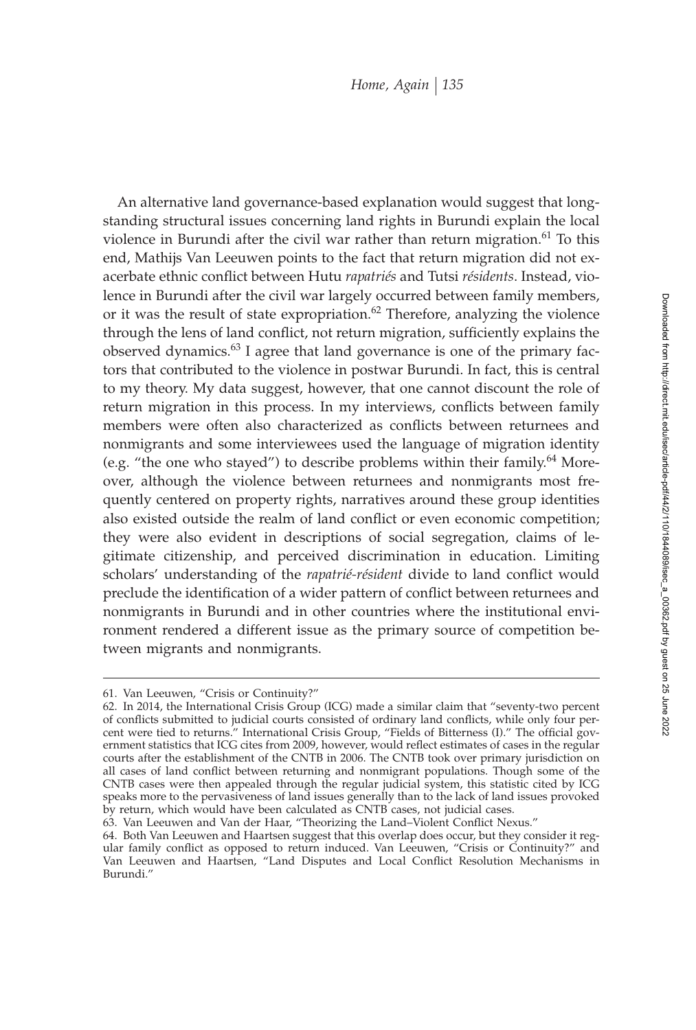An alternative land governance-based explanation would suggest that long-standing structural issues concerning land rights in Burundi explain the local violence in Burundi after the civil war rather than return migration.[61] To this end, Mathijs Van Leeuwen points to the fact that return migration did not exacerbate ethnic conflict between Hutu *rapatriés* and Tutsi *résidents*. Instead, violence in Burundi after the civil war largely occurred between family members, or it was the result of state expropriation.[62] Therefore, analyzing the violence through the lens of land conflict, not return migration, sufficiently explains the observed dynamics.[63] I agree that land governance is one of the primary factors that contributed to the violence in postwar Burundi. In fact, this is central to my theory. My data suggest, however, that one cannot discount the role of return migration in this process. In my interviews, conflicts between family members were often also characterized as conflicts between returnees and nonmigrants and some interviewees used the language of migration identity (e.g. "the one who stayed") to describe problems within their family.[64] Moreover, although the violence between returnees and nonmigrants most frequently centered on property rights, narratives around these group identities also existed outside the realm of land conflict or even economic competition; they were also evident in descriptions of social segregation, claims of legitimate citizenship, and perceived discrimination in education. Limiting scholars' understanding of the *rapatrié-résident* divide to land conflict would preclude the identification of a wider pattern of conflict between returnees and nonmigrants in Burundi and in other countries where the institutional environment rendered a different issue as the primary source of competition between migrants and nonmigrants.

---

61. Van Leeuwen, "Crisis or Continuity?"

62. In 2014, the International Crisis Group (ICG) made a similar claim that "seventy-two percent of conflicts submitted to judicial courts consisted of ordinary land conflicts, while only four percent were tied to returns." International Crisis Group, "Fields of Bitterness (I)." The official government statistics that ICG cites from 2009, however, would reflect estimates of cases in the regular courts after the establishment of the CNTB in 2006. The CNTB took over primary jurisdiction on all cases of land conflict between returning and nonmigrant populations. Though some of the CNTB cases were then appealed through the regular judicial system, this statistic cited by ICG speaks more to the pervasiveness of land issues generally than to the lack of land issues provoked by return, which would have been calculated as CNTB cases, not judicial cases.

63. Van Leeuwen and Van der Haar, "Theorizing the Land–Violent Conflict Nexus."

64. Both Van Leeuwen and Haartsen suggest that this overlap does occur, but they consider it regular family conflict as opposed to return induced. Van Leeuwen, "Crisis or Continuity?" and Van Leeuwen and Haartsen, "Land Disputes and Local Conflict Resolution Mechanisms in Burundi."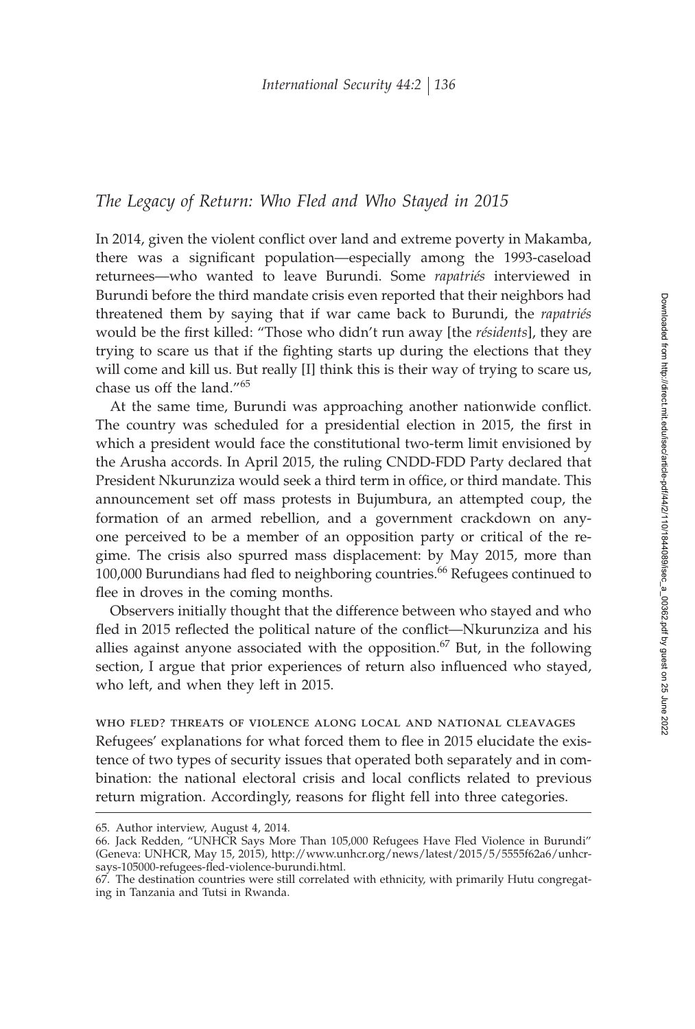## *The Legacy of Return: Who Fled and Who Stayed in 2015*

In 2014, given the violent conflict over land and extreme poverty in Makamba, there was a significant population—especially among the 1993-caseload returnees—who wanted to leave Burundi. Some *rapatriés* interviewed in Burundi before the third mandate crisis even reported that their neighbors had threatened them by saying that if war came back to Burundi, the *rapatriés* would be the first killed: "Those who didn't run away [the *résidents*], they are trying to scare us that if the fighting starts up during the elections that they will come and kill us. But really [I] think this is their way of trying to scare us, chase us off the land."[65]

At the same time, Burundi was approaching another nationwide conflict. The country was scheduled for a presidential election in 2015, the first in which a president would face the constitutional two-term limit envisioned by the Arusha accords. In April 2015, the ruling CNDD-FDD Party declared that President Nkurunziza would seek a third term in office, or third mandate. This announcement set off mass protests in Bujumbura, an attempted coup, the formation of an armed rebellion, and a government crackdown on anyone perceived to be a member of an opposition party or critical of the regime. The crisis also spurred mass displacement: by May 2015, more than 100,000 Burundians had fled to neighboring countries.[66] Refugees continued to flee in droves in the coming months.

Observers initially thought that the difference between who stayed and who fled in 2015 reflected the political nature of the conflict—Nkurunziza and his allies against anyone associated with the opposition.[67] But, in the following section, I argue that prior experiences of return also influenced who stayed, who left, and when they left in 2015.

### WHO FLED? THREATS OF VIOLENCE ALONG LOCAL AND NATIONAL CLEAVAGES

Refugees' explanations for what forced them to flee in 2015 elucidate the existence of two types of security issues that operated both separately and in combination: the national electoral crisis and local conflicts related to previous return migration. Accordingly, reasons for flight fell into three categories.

---

65. Author interview, August 4, 2014.

66. Jack Redden, "UNHCR Says More Than 105,000 Refugees Have Fled Violence in Burundi" (Geneva: UNHCR, May 15, 2015), http://www.unhcr.org/news/latest/2015/5/5555f62a6/unhcr-says-105000-refugees-fled-violence-burundi.html.

67. The destination countries were still correlated with ethnicity, with primarily Hutu congregating in Tanzania and Tutsi in Rwanda.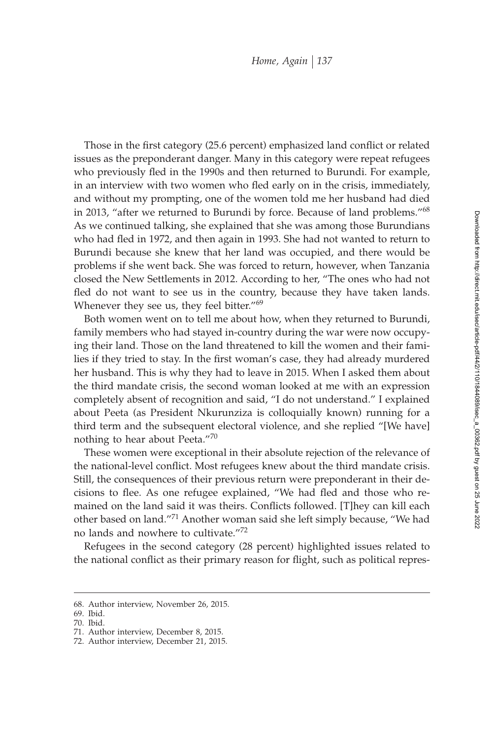Those in the first category (25.6 percent) emphasized land conflict or related issues as the preponderant danger. Many in this category were repeat refugees who previously fled in the 1990s and then returned to Burundi. For example, in an interview with two women who fled early on in the crisis, immediately, and without my prompting, one of the women told me her husband had died in 2013, "after we returned to Burundi by force. Because of land problems."[68] As we continued talking, she explained that she was among those Burundians who had fled in 1972, and then again in 1993. She had not wanted to return to Burundi because she knew that her land was occupied, and there would be problems if she went back. She was forced to return, however, when Tanzania closed the New Settlements in 2012. According to her, "The ones who had not fled do not want to see us in the country, because they have taken lands. Whenever they see us, they feel bitter."[69]

Both women went on to tell me about how, when they returned to Burundi, family members who had stayed in-country during the war were now occupying their land. Those on the land threatened to kill the women and their families if they tried to stay. In the first woman's case, they had already murdered her husband. This is why they had to leave in 2015. When I asked them about the third mandate crisis, the second woman looked at me with an expression completely absent of recognition and said, "I do not understand." I explained about Peeta (as President Nkurunziza is colloquially known) running for a third term and the subsequent electoral violence, and she replied "[We have] nothing to hear about Peeta."[70]

These women were exceptional in their absolute rejection of the relevance of the national-level conflict. Most refugees knew about the third mandate crisis. Still, the consequences of their previous return were preponderant in their decisions to flee. As one refugee explained, "We had fled and those who remained on the land said it was theirs. Conflicts followed. [T]hey can kill each other based on land."[71] Another woman said she left simply because, "We had no lands and nowhere to cultivate."[72]

Refugees in the second category (28 percent) highlighted issues related to the national conflict as their primary reason for flight, such as political repres-

68. Author interview, November 26, 2015.

69. Ibid.

70. Ibid.

71. Author interview, December 8, 2015.

72. Author interview, December 21, 2015.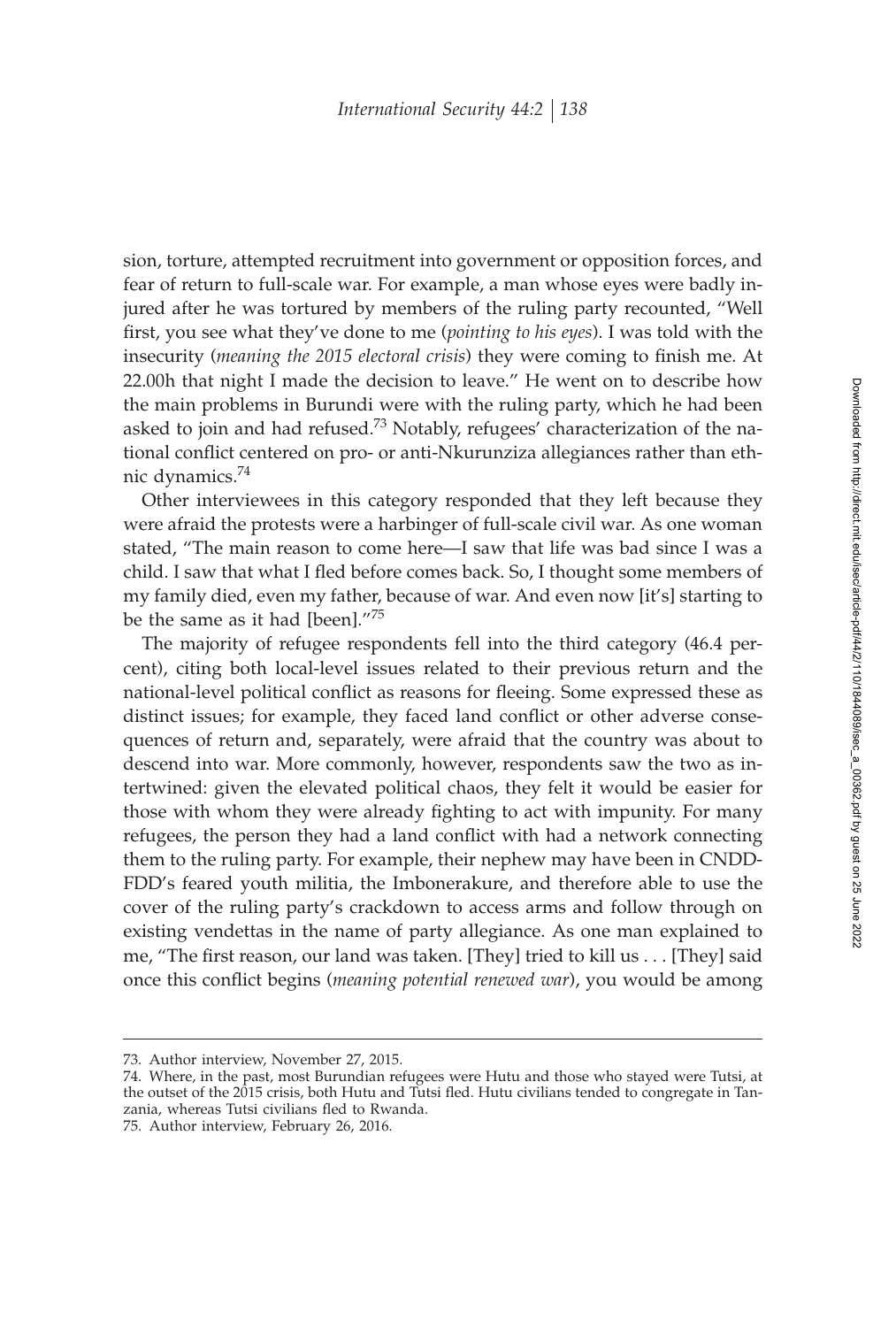sion, torture, attempted recruitment into government or opposition forces, and fear of return to full-scale war. For example, a man whose eyes were badly injured after he was tortured by members of the ruling party recounted, "Well first, you see what they've done to me (*pointing to his eyes*). I was told with the insecurity (*meaning the 2015 electoral crisis*) they were coming to finish me. At 22.00h that night I made the decision to leave." He went on to describe how the main problems in Burundi were with the ruling party, which he had been asked to join and had refused.[73] Notably, refugees' characterization of the national conflict centered on pro- or anti-Nkurunziza allegiances rather than ethnic dynamics.[74]

Other interviewees in this category responded that they left because they were afraid the protests were a harbinger of full-scale civil war. As one woman stated, "The main reason to come here—I saw that life was bad since I was a child. I saw that what I fled before comes back. So, I thought some members of my family died, even my father, because of war. And even now [it's] starting to be the same as it had [been]."[75]

The majority of refugee respondents fell into the third category (46.4 percent), citing both local-level issues related to their previous return and the national-level political conflict as reasons for fleeing. Some expressed these as distinct issues; for example, they faced land conflict or other adverse consequences of return and, separately, were afraid that the country was about to descend into war. More commonly, however, respondents saw the two as intertwined: given the elevated political chaos, they felt it would be easier for those with whom they were already fighting to act with impunity. For many refugees, the person they had a land conflict with had a network connecting them to the ruling party. For example, their nephew may have been in CNDD-FDD's feared youth militia, the Imbonerakure, and therefore able to use the cover of the ruling party's crackdown to access arms and follow through on existing vendettas in the name of party allegiance. As one man explained to me, "The first reason, our land was taken. [They] tried to kill us . . . [They] said once this conflict begins (*meaning potential renewed war*), you would be among

---

73. Author interview, November 27, 2015.

74. Where, in the past, most Burundian refugees were Hutu and those who stayed were Tutsi, at the outset of the 2015 crisis, both Hutu and Tutsi fled. Hutu civilians tended to congregate in Tanzania, whereas Tutsi civilians fled to Rwanda.

75. Author interview, February 26, 2016.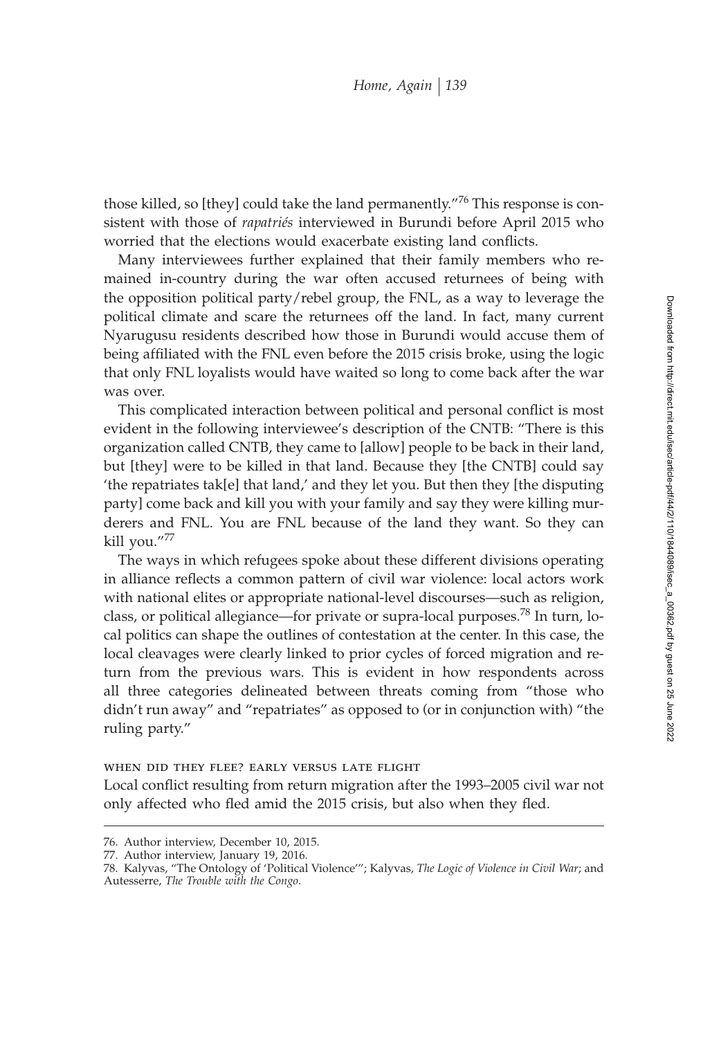those killed, so [they] could take the land permanently."[76] This response is consistent with those of *rapatriés* interviewed in Burundi before April 2015 who worried that the elections would exacerbate existing land conflicts.

Many interviewees further explained that their family members who remained in-country during the war often accused returnees of being with the opposition political party/rebel group, the FNL, as a way to leverage the political climate and scare the returnees off the land. In fact, many current Nyarugusu residents described how those in Burundi would accuse them of being affiliated with the FNL even before the 2015 crisis broke, using the logic that only FNL loyalists would have waited so long to come back after the war was over.

This complicated interaction between political and personal conflict is most evident in the following interviewee's description of the CNTB: "There is this organization called CNTB, they came to [allow] people to be back in their land, but [they] were to be killed in that land. Because they [the CNTB] could say 'the repatriates tak[e] that land,' and they let you. But then they [the disputing party] come back and kill you with your family and say they were killing murderers and FNL. You are FNL because of the land they want. So they can kill you."[77]

The ways in which refugees spoke about these different divisions operating in alliance reflects a common pattern of civil war violence: local actors work with national elites or appropriate national-level discourses—such as religion, class, or political allegiance—for private or supra-local purposes.[78] In turn, local politics can shape the outlines of contestation at the center. In this case, the local cleavages were clearly linked to prior cycles of forced migration and return from the previous wars. This is evident in how respondents across all three categories delineated between threats coming from "those who didn't run away" and "repatriates" as opposed to (or in conjunction with) "the ruling party."

#### WHEN DID THEY FLEE? EARLY VERSUS LATE FLIGHT

Local conflict resulting from return migration after the 1993–2005 civil war not only affected who fled amid the 2015 crisis, but also when they fled.

76. Author interview, December 10, 2015.

77. Author interview, January 19, 2016.

78. Kalyvas, "The Ontology of 'Political Violence'"; Kalyvas, *The Logic of Violence in Civil War*; and Autesserre, *The Trouble with the Congo*.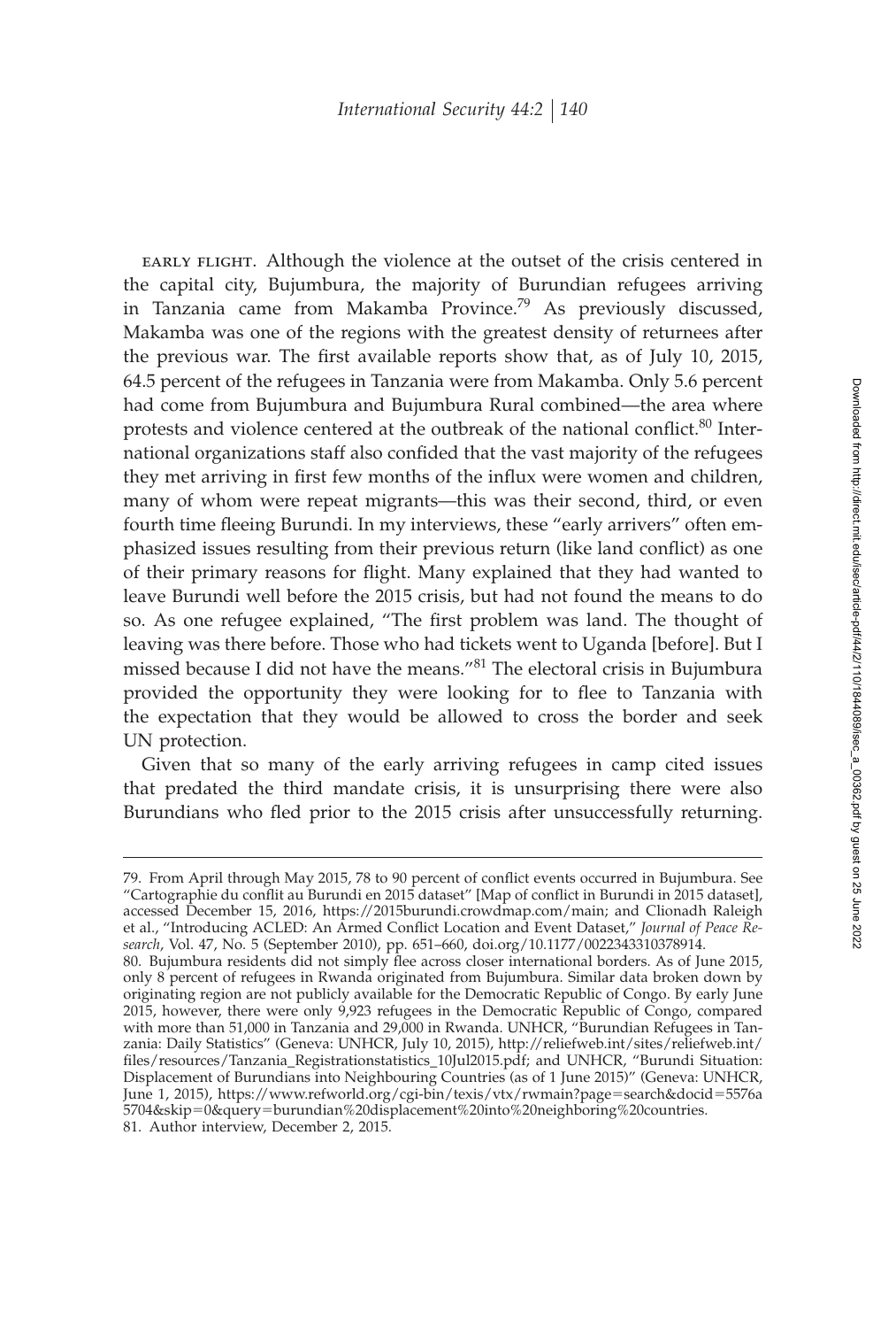EARLY FLIGHT. Although the violence at the outset of the crisis centered in the capital city, Bujumbura, the majority of Burundian refugees arriving in Tanzania came from Makamba Province.[79] As previously discussed, Makamba was one of the regions with the greatest density of returnees after the previous war. The first available reports show that, as of July 10, 2015, 64.5 percent of the refugees in Tanzania were from Makamba. Only 5.6 percent had come from Bujumbura and Bujumbura Rural combined—the area where protests and violence centered at the outbreak of the national conflict.[80] International organizations staff also confided that the vast majority of the refugees they met arriving in first few months of the influx were women and children, many of whom were repeat migrants—this was their second, third, or even fourth time fleeing Burundi. In my interviews, these "early arrivers" often emphasized issues resulting from their previous return (like land conflict) as one of their primary reasons for flight. Many explained that they had wanted to leave Burundi well before the 2015 crisis, but had not found the means to do so. As one refugee explained, "The first problem was land. The thought of leaving was there before. Those who had tickets went to Uganda [before]. But I missed because I did not have the means."[81] The electoral crisis in Bujumbura provided the opportunity they were looking for to flee to Tanzania with the expectation that they would be allowed to cross the border and seek UN protection.

Given that so many of the early arriving refugees in camp cited issues that predated the third mandate crisis, it is unsurprising there were also Burundians who fled prior to the 2015 crisis after unsuccessfully returning.

---

79. From April through May 2015, 78 to 90 percent of conflict events occurred in Bujumbura. See "Cartographie du conflit au Burundi en 2015 dataset" [Map of conflict in Burundi in 2015 dataset], accessed December 15, 2016, https://2015burundi.crowdmap.com/main; and Clionadh Raleigh et al., "Introducing ACLED: An Armed Conflict Location and Event Dataset," *Journal of Peace Research*, Vol. 47, No. 5 (September 2010), pp. 651–660, doi.org/10.1177/0022343310378914.

80. Bujumbura residents did not simply flee across closer international borders. As of June 2015, only 8 percent of refugees in Rwanda originated from Bujumbura. Similar data broken down by originating region are not publicly available for the Democratic Republic of Congo. By early June 2015, however, there were only 9,923 refugees in the Democratic Republic of Congo, compared with more than 51,000 in Tanzania and 29,000 in Rwanda. UNHCR, "Burundian Refugees in Tanzania: Daily Statistics" (Geneva: UNHCR, July 10, 2015), http://reliefweb.int/sites/reliefweb.int/files/resources/Tanzania_Registrationstatistics_10Jul2015.pdf; and UNHCR, "Burundi Situation: Displacement of Burundians into Neighbouring Countries (as of 1 June 2015)" (Geneva: UNHCR, June 1, 2015), https://www.refworld.org/cgi-bin/texis/vtx/rwmain?page=search&docid=5576a5704&skip=0&query=burundian%20displacement%20into%20neighboring%20countries.

81. Author interview, December 2, 2015.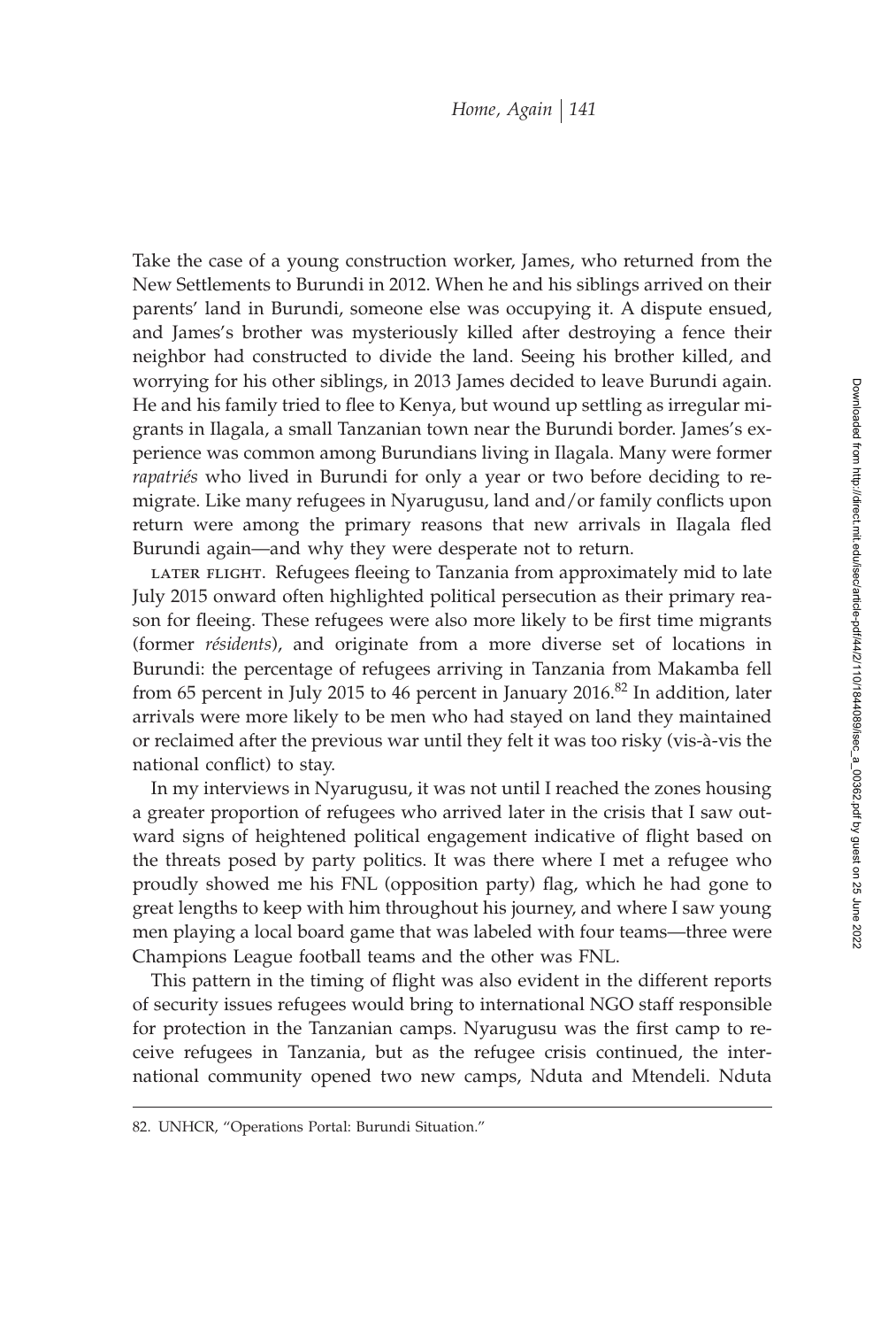Take the case of a young construction worker, James, who returned from the New Settlements to Burundi in 2012. When he and his siblings arrived on their parents' land in Burundi, someone else was occupying it. A dispute ensued, and James's brother was mysteriously killed after destroying a fence their neighbor had constructed to divide the land. Seeing his brother killed, and worrying for his other siblings, in 2013 James decided to leave Burundi again. He and his family tried to flee to Kenya, but wound up settling as irregular migrants in Ilagala, a small Tanzanian town near the Burundi border. James's experience was common among Burundians living in Ilagala. Many were former *rapatriés* who lived in Burundi for only a year or two before deciding to re-migrate. Like many refugees in Nyarugusu, land and/or family conflicts upon return were among the primary reasons that new arrivals in Ilagala fled Burundi again—and why they were desperate not to return.

LATER FLIGHT. Refugees fleeing to Tanzania from approximately mid to late July 2015 onward often highlighted political persecution as their primary reason for fleeing. These refugees were also more likely to be first time migrants (former *résidents*), and originate from a more diverse set of locations in Burundi: the percentage of refugees arriving in Tanzania from Makamba fell from 65 percent in July 2015 to 46 percent in January 2016.[82] In addition, later arrivals were more likely to be men who had stayed on land they maintained or reclaimed after the previous war until they felt it was too risky (vis-à-vis the national conflict) to stay.

In my interviews in Nyarugusu, it was not until I reached the zones housing a greater proportion of refugees who arrived later in the crisis that I saw outward signs of heightened political engagement indicative of flight based on the threats posed by party politics. It was there where I met a refugee who proudly showed me his FNL (opposition party) flag, which he had gone to great lengths to keep with him throughout his journey, and where I saw young men playing a local board game that was labeled with four teams—three were Champions League football teams and the other was FNL.

This pattern in the timing of flight was also evident in the different reports of security issues refugees would bring to international NGO staff responsible for protection in the Tanzanian camps. Nyarugusu was the first camp to receive refugees in Tanzania, but as the refugee crisis continued, the international community opened two new camps, Nduta and Mtendeli. Nduta

82. UNHCR, "Operations Portal: Burundi Situation."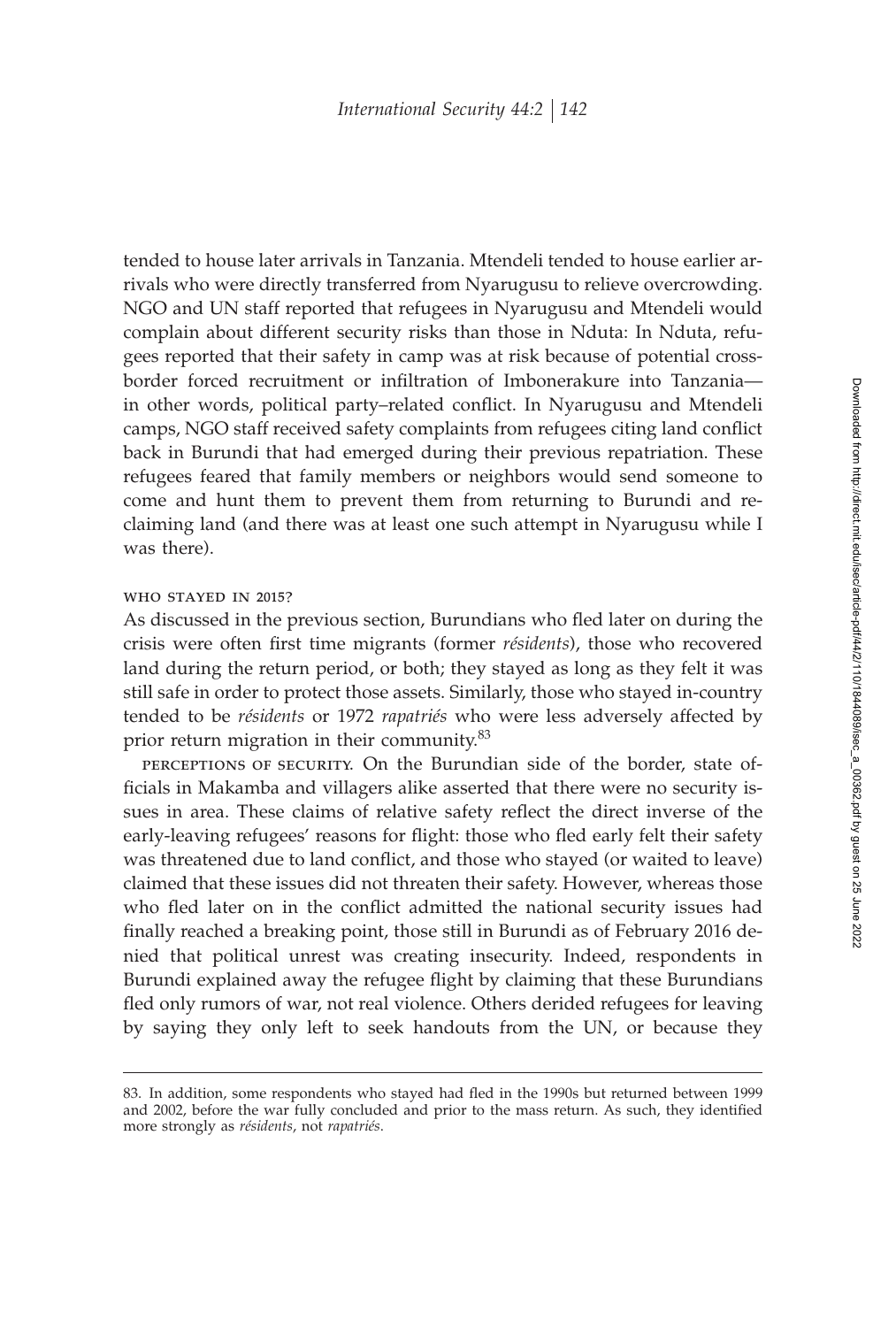tended to house later arrivals in Tanzania. Mtendeli tended to house earlier arrivals who were directly transferred from Nyarugusu to relieve overcrowding. NGO and UN staff reported that refugees in Nyarugusu and Mtendeli would complain about different security risks than those in Nduta: In Nduta, refugees reported that their safety in camp was at risk because of potential cross-border forced recruitment or infiltration of Imbonerakure into Tanzania—in other words, political party–related conflict. In Nyarugusu and Mtendeli camps, NGO staff received safety complaints from refugees citing land conflict back in Burundi that had emerged during their previous repatriation. These refugees feared that family members or neighbors would send someone to come and hunt them to prevent them from returning to Burundi and reclaiming land (and there was at least one such attempt in Nyarugusu while I was there).

### WHO STAYED IN 2015?

As discussed in the previous section, Burundians who fled later on during the crisis were often first time migrants (former *résidents*), those who recovered land during the return period, or both; they stayed as long as they felt it was still safe in order to protect those assets. Similarly, those who stayed in-country tended to be *résidents* or 1972 *rapatriés* who were less adversely affected by prior return migration in their community.[83]

PERCEPTIONS OF SECURITY. On the Burundian side of the border, state officials in Makamba and villagers alike asserted that there were no security issues in area. These claims of relative safety reflect the direct inverse of the early-leaving refugees' reasons for flight: those who fled early felt their safety was threatened due to land conflict, and those who stayed (or waited to leave) claimed that these issues did not threaten their safety. However, whereas those who fled later on in the conflict admitted the national security issues had finally reached a breaking point, those still in Burundi as of February 2016 denied that political unrest was creating insecurity. Indeed, respondents in Burundi explained away the refugee flight by claiming that these Burundians fled only rumors of war, not real violence. Others derided refugees for leaving by saying they only left to seek handouts from the UN, or because they

83. In addition, some respondents who stayed had fled in the 1990s but returned between 1999 and 2002, before the war fully concluded and prior to the mass return. As such, they identified more strongly as *résidents*, not *rapatriés*.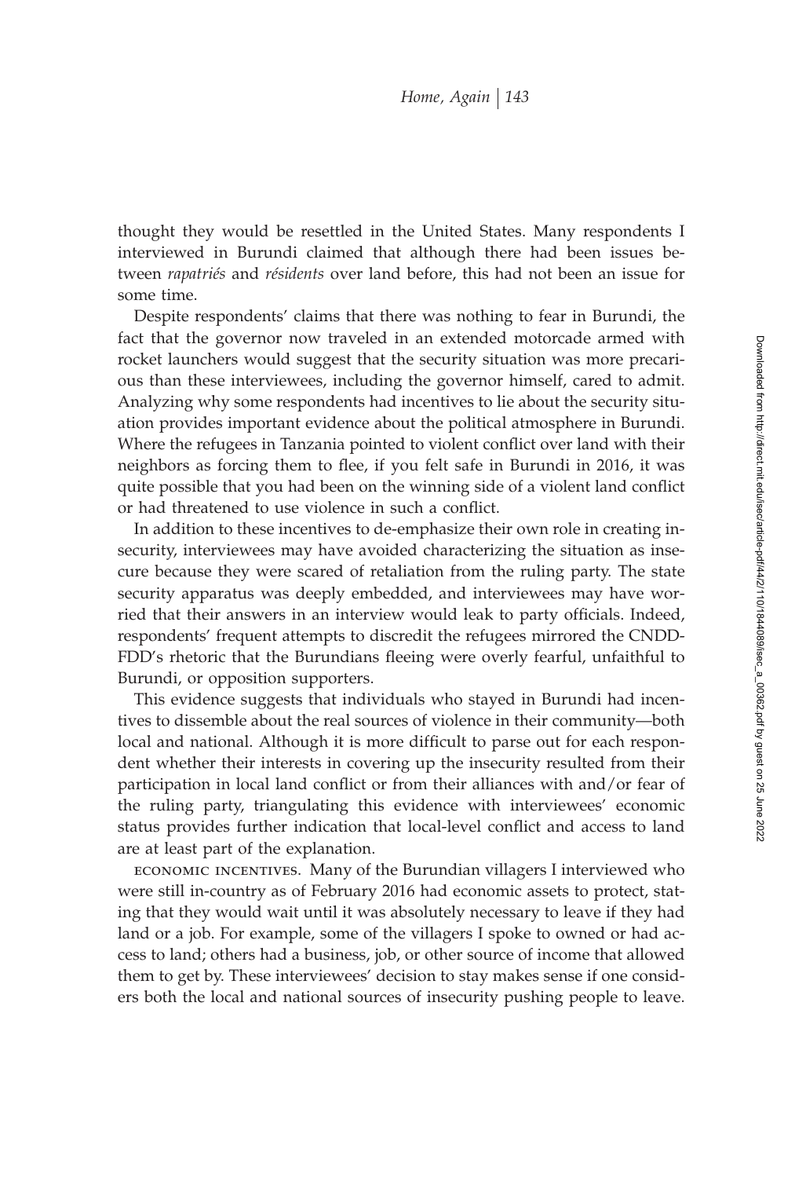thought they would be resettled in the United States. Many respondents I interviewed in Burundi claimed that although there had been issues between *rapatriés* and *résidents* over land before, this had not been an issue for some time.

Despite respondents' claims that there was nothing to fear in Burundi, the fact that the governor now traveled in an extended motorcade armed with rocket launchers would suggest that the security situation was more precarious than these interviewees, including the governor himself, cared to admit. Analyzing why some respondents had incentives to lie about the security situation provides important evidence about the political atmosphere in Burundi. Where the refugees in Tanzania pointed to violent conflict over land with their neighbors as forcing them to flee, if you felt safe in Burundi in 2016, it was quite possible that you had been on the winning side of a violent land conflict or had threatened to use violence in such a conflict.

In addition to these incentives to de-emphasize their own role in creating insecurity, interviewees may have avoided characterizing the situation as insecure because they were scared of retaliation from the ruling party. The state security apparatus was deeply embedded, and interviewees may have worried that their answers in an interview would leak to party officials. Indeed, respondents' frequent attempts to discredit the refugees mirrored the CNDD-FDD's rhetoric that the Burundians fleeing were overly fearful, unfaithful to Burundi, or opposition supporters.

This evidence suggests that individuals who stayed in Burundi had incentives to dissemble about the real sources of violence in their community—both local and national. Although it is more difficult to parse out for each respondent whether their interests in covering up the insecurity resulted from their participation in local land conflict or from their alliances with and/or fear of the ruling party, triangulating this evidence with interviewees' economic status provides further indication that local-level conflict and access to land are at least part of the explanation.

Economic incentives. Many of the Burundian villagers I interviewed who were still in-country as of February 2016 had economic assets to protect, stating that they would wait until it was absolutely necessary to leave if they had land or a job. For example, some of the villagers I spoke to owned or had access to land; others had a business, job, or other source of income that allowed them to get by. These interviewees' decision to stay makes sense if one considers both the local and national sources of insecurity pushing people to leave.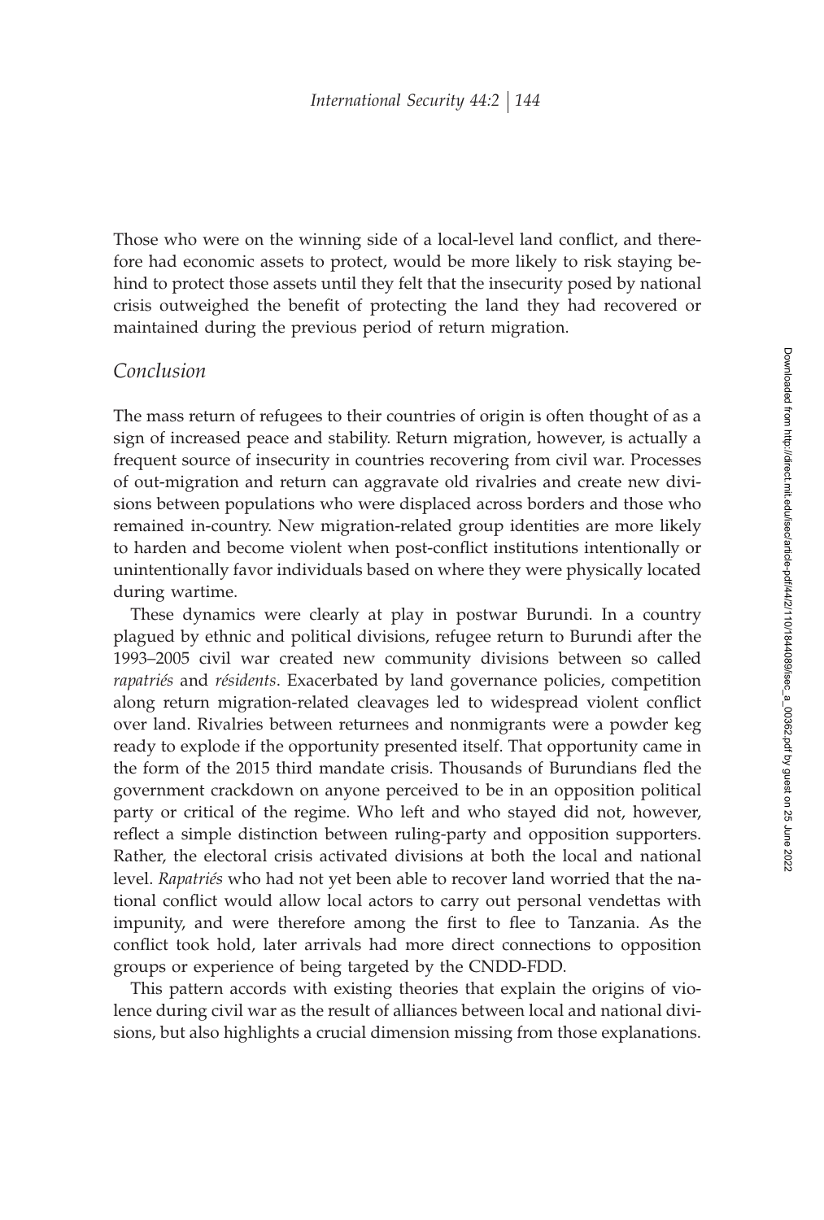Those who were on the winning side of a local-level land conflict, and therefore had economic assets to protect, would be more likely to risk staying behind to protect those assets until they felt that the insecurity posed by national crisis outweighed the benefit of protecting the land they had recovered or maintained during the previous period of return migration.

## Conclusion

The mass return of refugees to their countries of origin is often thought of as a sign of increased peace and stability. Return migration, however, is actually a frequent source of insecurity in countries recovering from civil war. Processes of out-migration and return can aggravate old rivalries and create new divisions between populations who were displaced across borders and those who remained in-country. New migration-related group identities are more likely to harden and become violent when post-conflict institutions intentionally or unintentionally favor individuals based on where they were physically located during wartime.

These dynamics were clearly at play in postwar Burundi. In a country plagued by ethnic and political divisions, refugee return to Burundi after the 1993–2005 civil war created new community divisions between so called *rapatriés* and *résidents*. Exacerbated by land governance policies, competition along return migration-related cleavages led to widespread violent conflict over land. Rivalries between returnees and nonmigrants were a powder keg ready to explode if the opportunity presented itself. That opportunity came in the form of the 2015 third mandate crisis. Thousands of Burundians fled the government crackdown on anyone perceived to be in an opposition political party or critical of the regime. Who left and who stayed did not, however, reflect a simple distinction between ruling-party and opposition supporters. Rather, the electoral crisis activated divisions at both the local and national level. *Rapatriés* who had not yet been able to recover land worried that the national conflict would allow local actors to carry out personal vendettas with impunity, and were therefore among the first to flee to Tanzania. As the conflict took hold, later arrivals had more direct connections to opposition groups or experience of being targeted by the CNDD-FDD.

This pattern accords with existing theories that explain the origins of violence during civil war as the result of alliances between local and national divisions, but also highlights a crucial dimension missing from those explanations.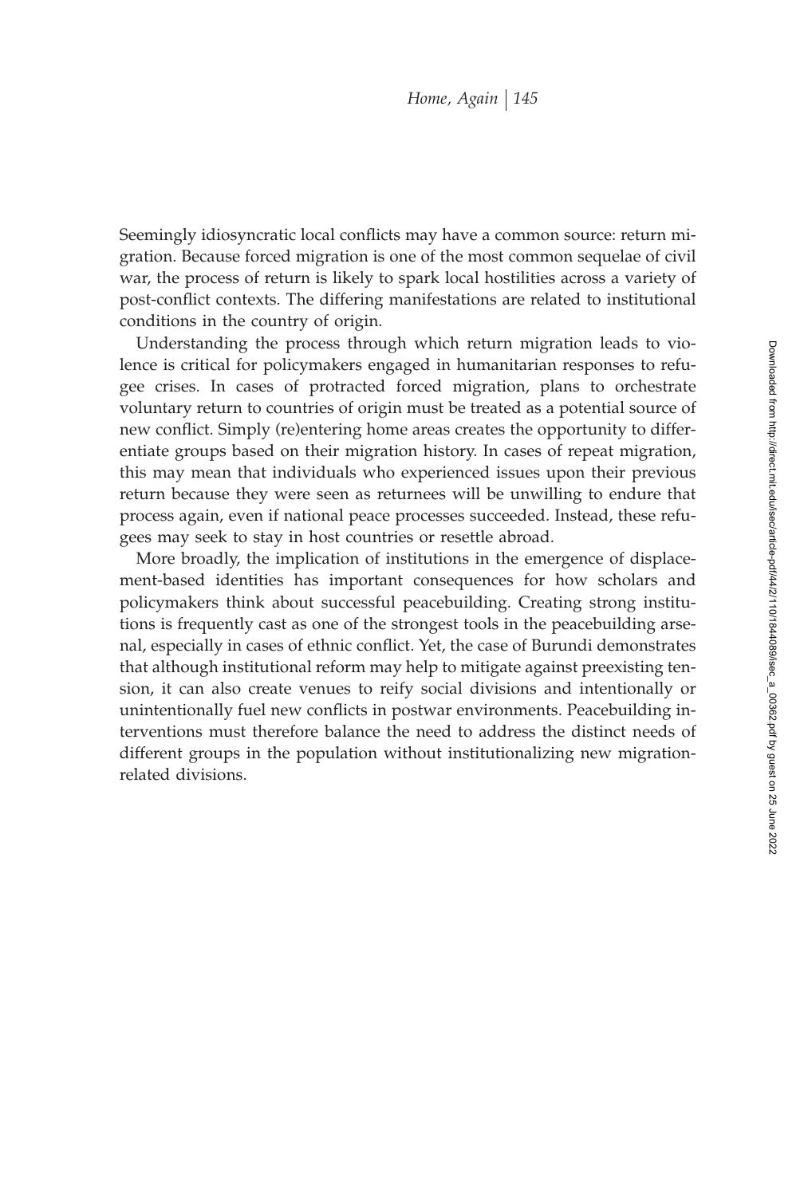Seemingly idiosyncratic local conflicts may have a common source: return migration. Because forced migration is one of the most common sequelae of civil war, the process of return is likely to spark local hostilities across a variety of post-conflict contexts. The differing manifestations are related to institutional conditions in the country of origin.

Understanding the process through which return migration leads to violence is critical for policymakers engaged in humanitarian responses to refugee crises. In cases of protracted forced migration, plans to orchestrate voluntary return to countries of origin must be treated as a potential source of new conflict. Simply (re)entering home areas creates the opportunity to differentiate groups based on their migration history. In cases of repeat migration, this may mean that individuals who experienced issues upon their previous return because they were seen as returnees will be unwilling to endure that process again, even if national peace processes succeeded. Instead, these refugees may seek to stay in host countries or resettle abroad.

More broadly, the implication of institutions in the emergence of displacement-based identities has important consequences for how scholars and policymakers think about successful peacebuilding. Creating strong institutions is frequently cast as one of the strongest tools in the peacebuilding arsenal, especially in cases of ethnic conflict. Yet, the case of Burundi demonstrates that although institutional reform may help to mitigate against preexisting tension, it can also create venues to reify social divisions and intentionally or unintentionally fuel new conflicts in postwar environments. Peacebuilding interventions must therefore balance the need to address the distinct needs of different groups in the population without institutionalizing new migration-related divisions.